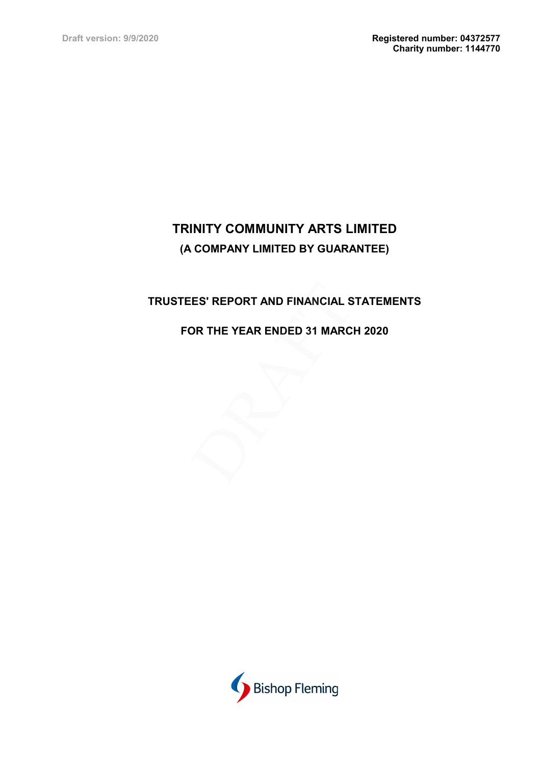Draft version: 9/9/2020

**Registered number: 04372577**
**Charity number: 1144770**

# TRINITY COMMUNITY ARTS LIMITED

## (A COMPANY LIMITED BY GUARANTEE)

## TRUSTEES' REPORT AND FINANCIAL STATEMENTS

## FOR THE YEAR ENDED 31 MARCH 2020

Bishop Fleming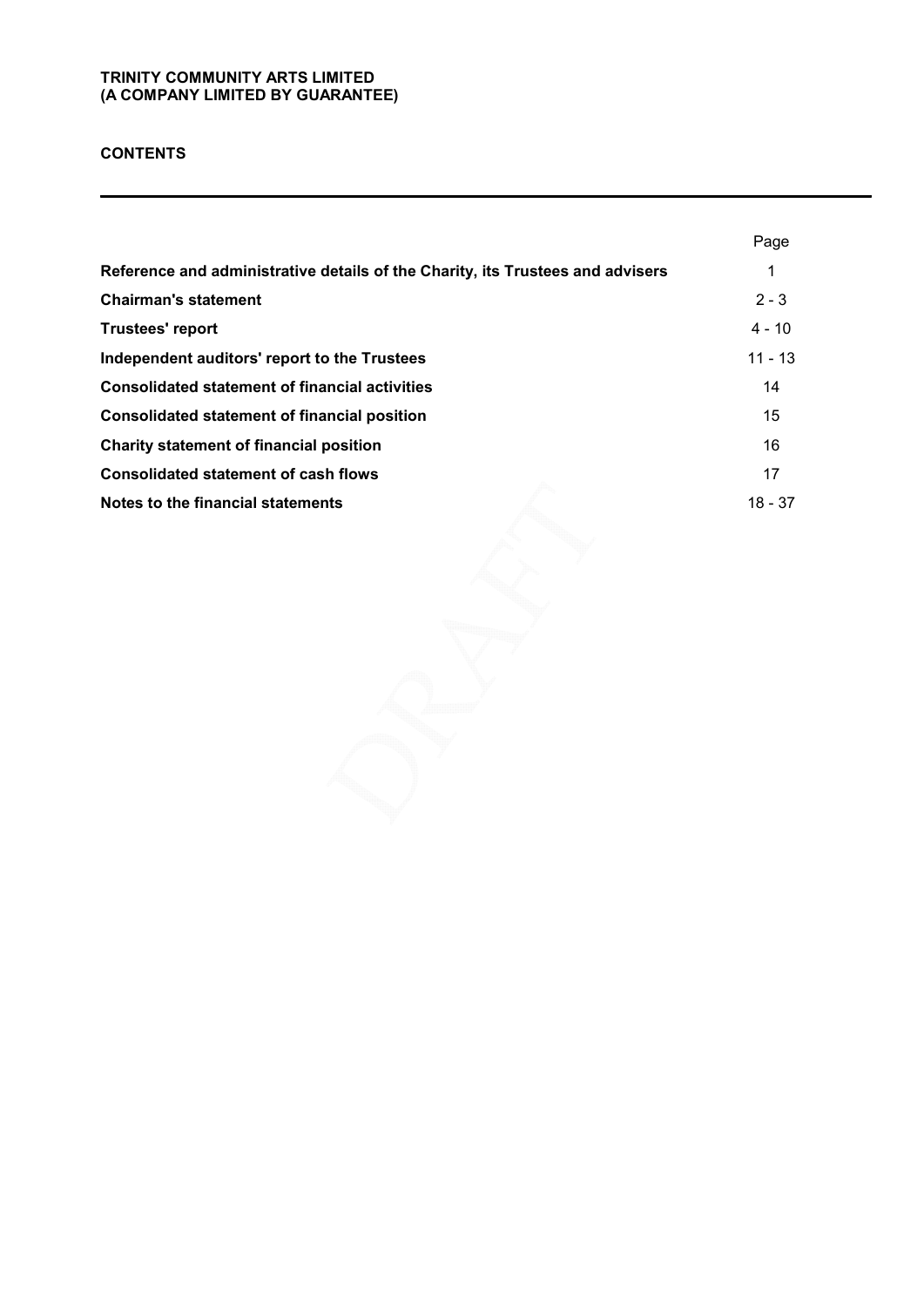**TRINITY COMMUNITY ARTS LIMITED**
**(A COMPANY LIMITED BY GUARANTEE)**

## CONTENTS

| | Page |
|---|---|
| **Reference and administrative details of the Charity, its Trustees and advisers** | 1 |
| **Chairman's statement** | 2 - 3 |
| **Trustees' report** | 4 - 10 |
| **Independent auditors' report to the Trustees** | 11 - 13 |
| **Consolidated statement of financial activities** | 14 |
| **Consolidated statement of financial position** | 15 |
| **Charity statement of financial position** | 16 |
| **Consolidated statement of cash flows** | 17 |
| **Notes to the financial statements** | 18 - 37 |

DRAFT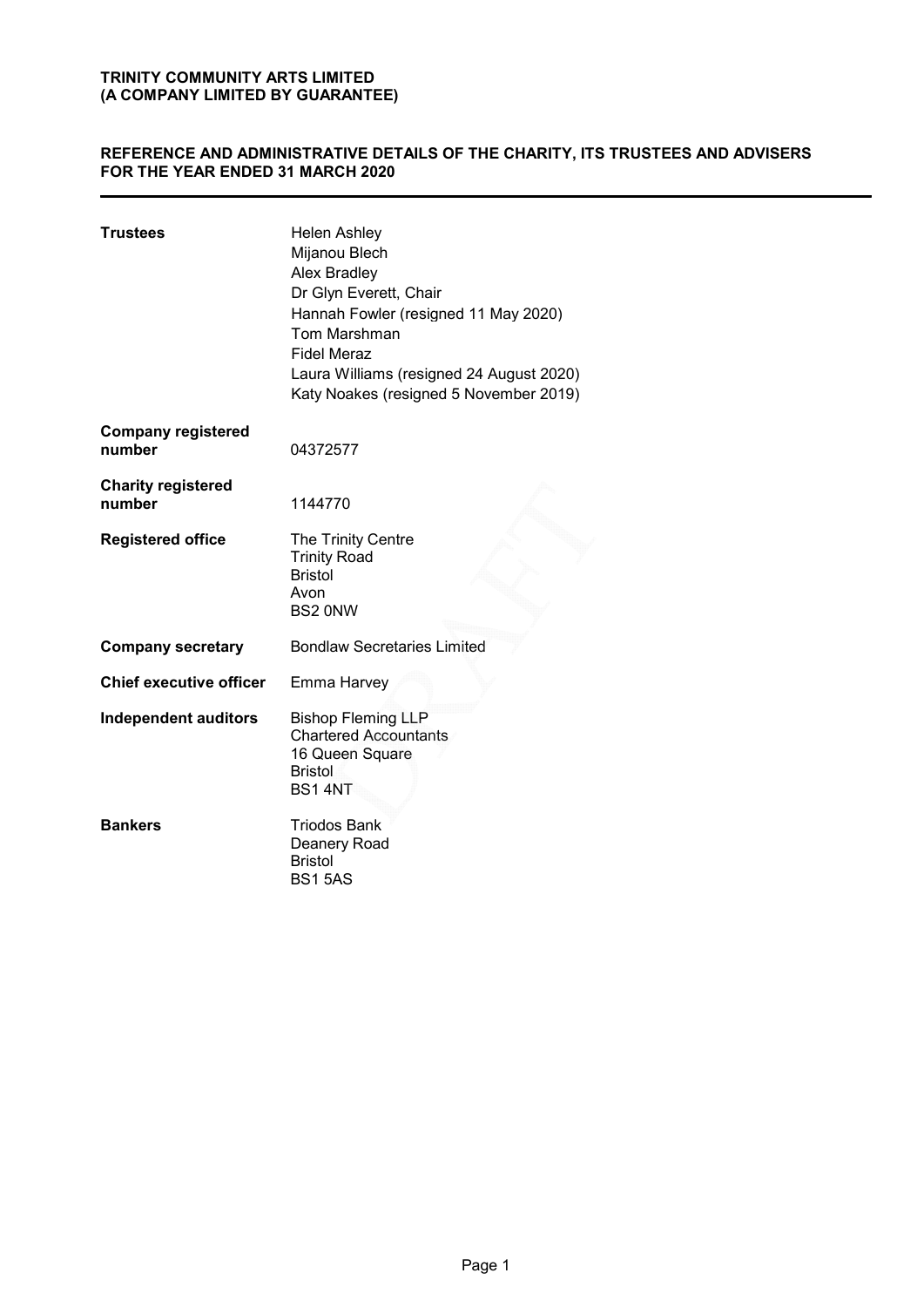**TRINITY COMMUNITY ARTS LIMITED**
**(A COMPANY LIMITED BY GUARANTEE)**

## REFERENCE AND ADMINISTRATIVE DETAILS OF THE CHARITY, ITS TRUSTEES AND ADVISERS FOR THE YEAR ENDED 31 MARCH 2020

| | |
|---|---|
| **Trustees** | Helen Ashley<br>Mijanou Blech<br>Alex Bradley<br>Dr Glyn Everett, Chair<br>Hannah Fowler (resigned 11 May 2020)<br>Tom Marshman<br>Fidel Meraz<br>Laura Williams (resigned 24 August 2020)<br>Katy Noakes (resigned 5 November 2019) |
| **Company registered number** | 04372577 |
| **Charity registered number** | 1144770 |
| **Registered office** | The Trinity Centre<br>Trinity Road<br>Bristol<br>Avon<br>BS2 0NW |
| **Company secretary** | Bondlaw Secretaries Limited |
| **Chief executive officer** | Emma Harvey |
| **Independent auditors** | Bishop Fleming LLP<br>Chartered Accountants<br>16 Queen Square<br>Bristol<br>BS1 4NT |
| **Bankers** | Triodos Bank<br>Deanery Road<br>Bristol<br>BS1 5AS |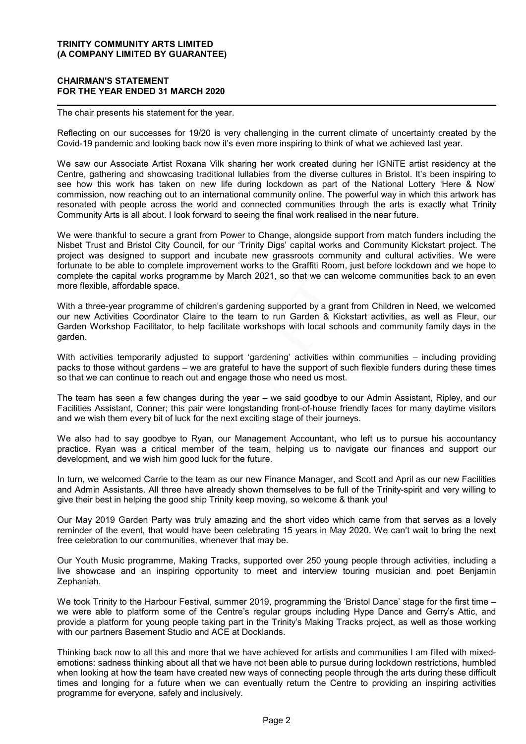**TRINITY COMMUNITY ARTS LIMITED**
**(A COMPANY LIMITED BY GUARANTEE)**

**CHAIRMAN'S STATEMENT**
**FOR THE YEAR ENDED 31 MARCH 2020**

The chair presents his statement for the year.

Reflecting on our successes for 19/20 is very challenging in the current climate of uncertainty created by the Covid-19 pandemic and looking back now it's even more inspiring to think of what we achieved last year.

We saw our Associate Artist Roxana Vilk sharing her work created during her IGNiTE artist residency at the Centre, gathering and showcasing traditional lullabies from the diverse cultures in Bristol. It's been inspiring to see how this work has taken on new life during lockdown as part of the National Lottery 'Here & Now' commission, now reaching out to an international community online. The powerful way in which this artwork has resonated with people across the world and connected communities through the arts is exactly what Trinity Community Arts is all about. I look forward to seeing the final work realised in the near future.

We were thankful to secure a grant from Power to Change, alongside support from match funders including the Nisbet Trust and Bristol City Council, for our 'Trinity Digs' capital works and Community Kickstart project. The project was designed to support and incubate new grassroots community and cultural activities. We were fortunate to be able to complete improvement works to the Graffiti Room, just before lockdown and we hope to complete the capital works programme by March 2021, so that we can welcome communities back to an even more flexible, affordable space.

With a three-year programme of children's gardening supported by a grant from Children in Need, we welcomed our new Activities Coordinator Claire to the team to run Garden & Kickstart activities, as well as Fleur, our Garden Workshop Facilitator, to help facilitate workshops with local schools and community family days in the garden.

With activities temporarily adjusted to support 'gardening' activities within communities – including providing packs to those without gardens – we are grateful to have the support of such flexible funders during these times so that we can continue to reach out and engage those who need us most.

The team has seen a few changes during the year – we said goodbye to our Admin Assistant, Ripley, and our Facilities Assistant, Conner; this pair were longstanding front-of-house friendly faces for many daytime visitors and we wish them every bit of luck for the next exciting stage of their journeys.

We also had to say goodbye to Ryan, our Management Accountant, who left us to pursue his accountancy practice. Ryan was a critical member of the team, helping us to navigate our finances and support our development, and we wish him good luck for the future.

In turn, we welcomed Carrie to the team as our new Finance Manager, and Scott and April as our new Facilities and Admin Assistants. All three have already shown themselves to be full of the Trinity-spirit and very willing to give their best in helping the good ship Trinity keep moving, so welcome & thank you!

Our May 2019 Garden Party was truly amazing and the short video which came from that serves as a lovely reminder of the event, that would have been celebrating 15 years in May 2020. We can't wait to bring the next free celebration to our communities, whenever that may be.

Our Youth Music programme, Making Tracks, supported over 250 young people through activities, including a live showcase and an inspiring opportunity to meet and interview touring musician and poet Benjamin Zephaniah.

We took Trinity to the Harbour Festival, summer 2019, programming the 'Bristol Dance' stage for the first time – we were able to platform some of the Centre's regular groups including Hype Dance and Gerry's Attic, and provide a platform for young people taking part in the Trinity's Making Tracks project, as well as those working with our partners Basement Studio and ACE at Docklands.

Thinking back now to all this and more that we have achieved for artists and communities I am filled with mixed-emotions: sadness thinking about all that we have not been able to pursue during lockdown restrictions, humbled when looking at how the team have created new ways of connecting people through the arts during these difficult times and longing for a future when we can eventually return the Centre to providing an inspiring activities programme for everyone, safely and inclusively.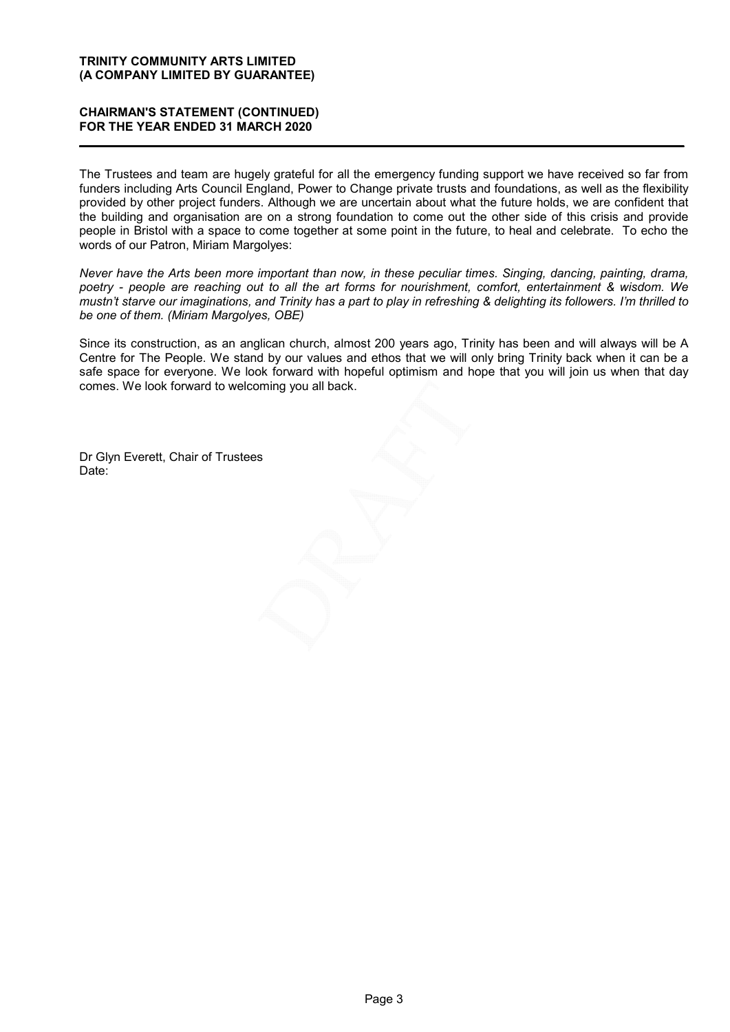**TRINITY COMMUNITY ARTS LIMITED**
**(A COMPANY LIMITED BY GUARANTEE)**

**CHAIRMAN'S STATEMENT (CONTINUED)**
**FOR THE YEAR ENDED 31 MARCH 2020**

The Trustees and team are hugely grateful for all the emergency funding support we have received so far from funders including Arts Council England, Power to Change private trusts and foundations, as well as the flexibility provided by other project funders. Although we are uncertain about what the future holds, we are confident that the building and organisation are on a strong foundation to come out the other side of this crisis and provide people in Bristol with a space to come together at some point in the future, to heal and celebrate. To echo the words of our Patron, Miriam Margolyes:

*Never have the Arts been more important than now, in these peculiar times. Singing, dancing, painting, drama, poetry - people are reaching out to all the art forms for nourishment, comfort, entertainment & wisdom. We mustn't starve our imaginations, and Trinity has a part to play in refreshing & delighting its followers. I'm thrilled to be one of them. (Miriam Margolyes, OBE)*

Since its construction, as an anglican church, almost 200 years ago, Trinity has been and will always will be A Centre for The People. We stand by our values and ethos that we will only bring Trinity back when it can be a safe space for everyone. We look forward with hopeful optimism and hope that you will join us when that day comes. We look forward to welcoming you all back.

Dr Glyn Everett, Chair of Trustees
Date: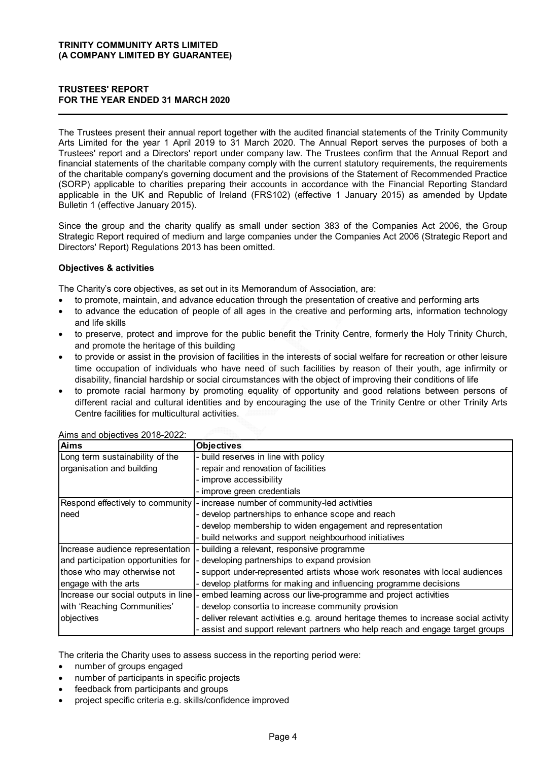**TRINITY COMMUNITY ARTS LIMITED**
**(A COMPANY LIMITED BY GUARANTEE)**

# TRUSTEES' REPORT
## FOR THE YEAR ENDED 31 MARCH 2020

The Trustees present their annual report together with the audited financial statements of the Trinity Community Arts Limited for the year 1 April 2019 to 31 March 2020. The Annual Report serves the purposes of both a Trustees' report and a Directors' report under company law. The Trustees confirm that the Annual Report and financial statements of the charitable company comply with the current statutory requirements, the requirements of the charitable company's governing document and the provisions of the Statement of Recommended Practice (SORP) applicable to charities preparing their accounts in accordance with the Financial Reporting Standard applicable in the UK and Republic of Ireland (FRS102) (effective 1 January 2015) as amended by Update Bulletin 1 (effective January 2015).

Since the group and the charity qualify as small under section 383 of the Companies Act 2006, the Group Strategic Report required of medium and large companies under the Companies Act 2006 (Strategic Report and Directors' Report) Regulations 2013 has been omitted.

### Objectives & activities

The Charity's core objectives, as set out in its Memorandum of Association, are:

- to promote, maintain, and advance education through the presentation of creative and performing arts
- to advance the education of people of all ages in the creative and performing arts, information technology and life skills
- to preserve, protect and improve for the public benefit the Trinity Centre, formerly the Holy Trinity Church, and promote the heritage of this building
- to provide or assist in the provision of facilities in the interests of social welfare for recreation or other leisure time occupation of individuals who have need of such facilities by reason of their youth, age infirmity or disability, financial hardship or social circumstances with the object of improving their conditions of life
- to promote racial harmony by promoting equality of opportunity and good relations between persons of different racial and cultural identities and by encouraging the use of the Trinity Centre or other Trinity Arts Centre facilities for multicultural activities.

Aims and objectives 2018-2022:

| Aims | Objectives |
|---|---|
| Long term sustainability of the organisation and building | - build reserves in line with policy<br>- repair and renovation of facilities<br>- improve accessibility<br>- improve green credentials |
| Respond effectively to community need | - increase number of community-led activities<br>- develop partnerships to enhance scope and reach<br>- develop membership to widen engagement and representation<br>- build networks and support neighbourhood initiatives |
| Increase audience representation and participation opportunities for those who may otherwise not engage with the arts | - building a relevant, responsive programme<br>- developing partnerships to expand provision<br>- support under-represented artists whose work resonates with local audiences<br>- develop platforms for making and influencing programme decisions |
| Increase our social outputs in line with 'Reaching Communities' objectives | - embed learning across our live-programme and project activities<br>- develop consortia to increase community provision<br>- deliver relevant activities e.g. around heritage themes to increase social activity<br>- assist and support relevant partners who help reach and engage target groups |

The criteria the Charity uses to assess success in the reporting period were:

- number of groups engaged
- number of participants in specific projects
- feedback from participants and groups
- project specific criteria e.g. skills/confidence improved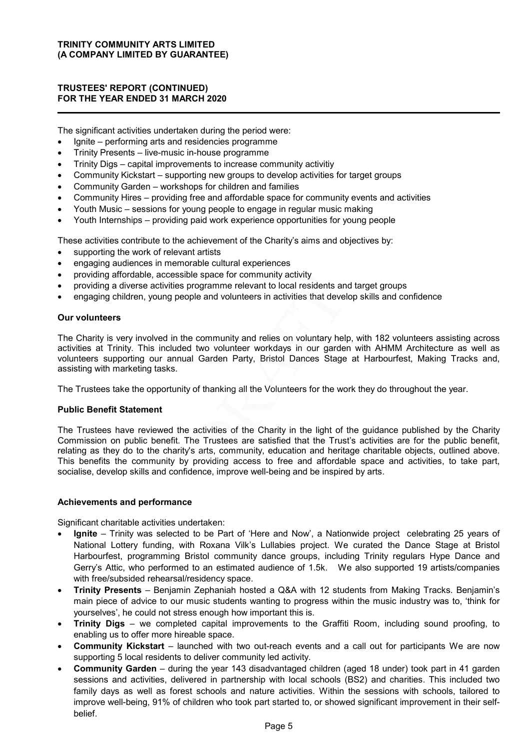The significant activities undertaken during the period were:

- Ignite – performing arts and residencies programme
- Trinity Presents – live-music in-house programme
- Trinity Digs – capital improvements to increase community activitiy
- Community Kickstart – supporting new groups to develop activities for target groups
- Community Garden – workshops for children and families
- Community Hires – providing free and affordable space for community events and activities
- Youth Music – sessions for young people to engage in regular music making
- Youth Internships – providing paid work experience opportunities for young people

These activities contribute to the achievement of the Charity's aims and objectives by:

- supporting the work of relevant artists
- engaging audiences in memorable cultural experiences
- providing affordable, accessible space for community activity
- providing a diverse activities programme relevant to local residents and target groups
- engaging children, young people and volunteers in activities that develop skills and confidence

**Our volunteers**

The Charity is very involved in the community and relies on voluntary help, with 182 volunteers assisting across activities at Trinity. This included two volunteer workdays in our garden with AHMM Architecture as well as volunteers supporting our annual Garden Party, Bristol Dances Stage at Harbourfest, Making Tracks and, assisting with marketing tasks.

The Trustees take the opportunity of thanking all the Volunteers for the work they do throughout the year.

**Public Benefit Statement**

The Trustees have reviewed the activities of the Charity in the light of the guidance published by the Charity Commission on public benefit. The Trustees are satisfied that the Trust's activities are for the public benefit, relating as they do to the charity's arts, community, education and heritage charitable objects, outlined above. This benefits the community by providing access to free and affordable space and activities, to take part, socialise, develop skills and confidence, improve well-being and be inspired by arts.

**Achievements and performance**

Significant charitable activities undertaken:

- **Ignite** – Trinity was selected to be Part of 'Here and Now', a Nationwide project celebrating 25 years of National Lottery funding, with Roxana Vilk's Lullabies project. We curated the Dance Stage at Bristol Harbourfest, programming Bristol community dance groups, including Trinity regulars Hype Dance and Gerry's Attic, who performed to an estimated audience of 1.5k. We also supported 19 artists/companies with free/subsided rehearsal/residency space.
- **Trinity Presents** – Benjamin Zephaniah hosted a Q&A with 12 students from Making Tracks. Benjamin's main piece of advice to our music students wanting to progress within the music industry was to, 'think for yourselves', he could not stress enough how important this is.
- **Trinity Digs** – we completed capital improvements to the Graffiti Room, including sound proofing, to enabling us to offer more hireable space.
- **Community Kickstart** – launched with two out-reach events and a call out for participants We are now supporting 5 local residents to deliver community led activity.
- **Community Garden** – during the year 143 disadvantaged children (aged 18 under) took part in 41 garden sessions and activities, delivered in partnership with local schools (BS2) and charities. This included two family days as well as forest schools and nature activities. Within the sessions with schools, tailored to improve well-being, 91% of children who took part started to, or showed significant improvement in their self-belief.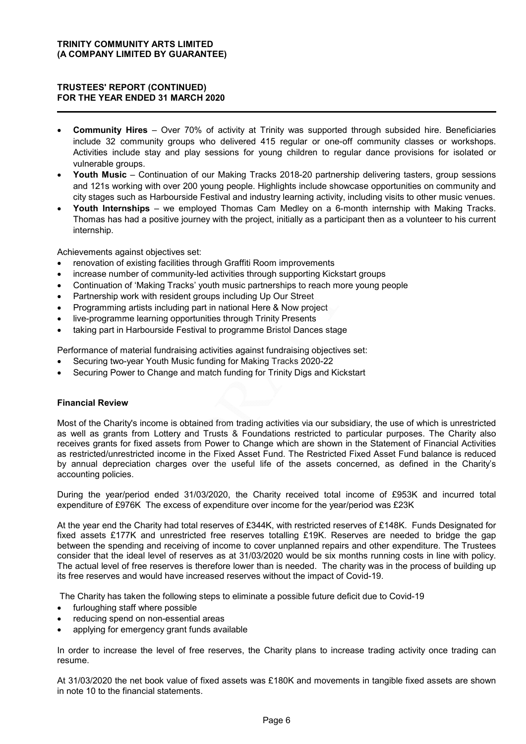- **Community Hires** – Over 70% of activity at Trinity was supported through subsided hire. Beneficiaries include 32 community groups who delivered 415 regular or one-off community classes or workshops. Activities include stay and play sessions for young children to regular dance provisions for isolated or vulnerable groups.
- **Youth Music** – Continuation of our Making Tracks 2018-20 partnership delivering tasters, group sessions and 121s working with over 200 young people. Highlights include showcase opportunities on community and city stages such as Harbourside Festival and industry learning activity, including visits to other music venues.
- **Youth Internships** – we employed Thomas Cam Medley on a 6-month internship with Making Tracks. Thomas has had a positive journey with the project, initially as a participant then as a volunteer to his current internship.

Achievements against objectives set:

- renovation of existing facilities through Graffiti Room improvements
- increase number of community-led activities through supporting Kickstart groups
- Continuation of 'Making Tracks' youth music partnerships to reach more young people
- Partnership work with resident groups including Up Our Street
- Programming artists including part in national Here & Now project
- live-programme learning opportunities through Trinity Presents
- taking part in Harbourside Festival to programme Bristol Dances stage

Performance of material fundraising activities against fundraising objectives set:

- Securing two-year Youth Music funding for Making Tracks 2020-22
- Securing Power to Change and match funding for Trinity Digs and Kickstart

### Financial Review

Most of the Charity's income is obtained from trading activities via our subsidiary, the use of which is unrestricted as well as grants from Lottery and Trusts & Foundations restricted to particular purposes. The Charity also receives grants for fixed assets from Power to Change which are shown in the Statement of Financial Activities as restricted/unrestricted income in the Fixed Asset Fund. The Restricted Fixed Asset Fund balance is reduced by annual depreciation charges over the useful life of the assets concerned, as defined in the Charity's accounting policies.

During the year/period ended 31/03/2020, the Charity received total income of £953K and incurred total expenditure of £976K The excess of expenditure over income for the year/period was £23K

At the year end the Charity had total reserves of £344K, with restricted reserves of £148K. Funds Designated for fixed assets £177K and unrestricted free reserves totalling £19K. Reserves are needed to bridge the gap between the spending and receiving of income to cover unplanned repairs and other expenditure. The Trustees consider that the ideal level of reserves as at 31/03/2020 would be six months running costs in line with policy. The actual level of free reserves is therefore lower than is needed. The charity was in the process of building up its free reserves and would have increased reserves without the impact of Covid-19.

The Charity has taken the following steps to eliminate a possible future deficit due to Covid-19

- furloughing staff where possible
- reducing spend on non-essential areas
- applying for emergency grant funds available

In order to increase the level of free reserves, the Charity plans to increase trading activity once trading can resume.

At 31/03/2020 the net book value of fixed assets was £180K and movements in tangible fixed assets are shown in note 10 to the financial statements.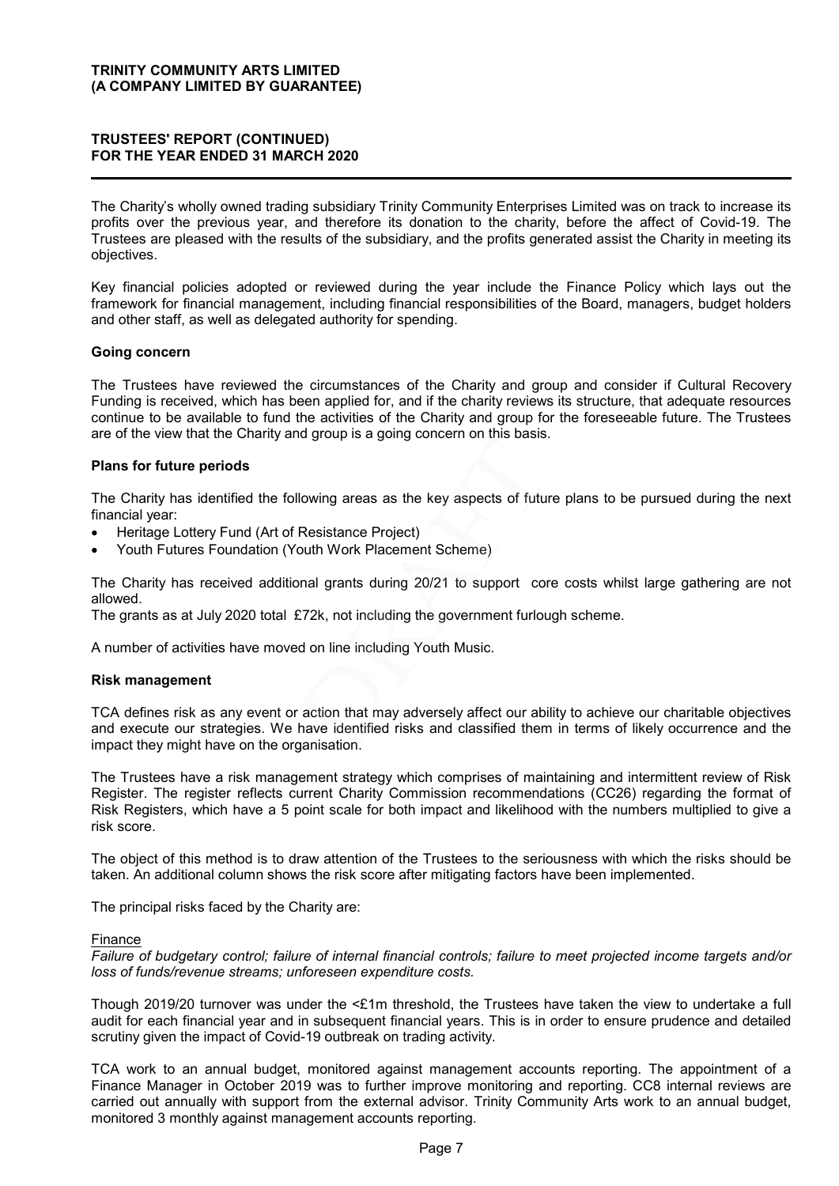The Charity's wholly owned trading subsidiary Trinity Community Enterprises Limited was on track to increase its profits over the previous year, and therefore its donation to the charity, before the affect of Covid-19. The Trustees are pleased with the results of the subsidiary, and the profits generated assist the Charity in meeting its objectives.

Key financial policies adopted or reviewed during the year include the Finance Policy which lays out the framework for financial management, including financial responsibilities of the Board, managers, budget holders and other staff, as well as delegated authority for spending.

### Going concern

The Trustees have reviewed the circumstances of the Charity and group and consider if Cultural Recovery Funding is received, which has been applied for, and if the charity reviews its structure, that adequate resources continue to be available to fund the activities of the Charity and group for the foreseeable future. The Trustees are of the view that the Charity and group is a going concern on this basis.

### Plans for future periods

The Charity has identified the following areas as the key aspects of future plans to be pursued during the next financial year:

- Heritage Lottery Fund (Art of Resistance Project)
- Youth Futures Foundation (Youth Work Placement Scheme)

The Charity has received additional grants during 20/21 to support core costs whilst large gathering are not allowed.
The grants as at July 2020 total £72k, not including the government furlough scheme.

A number of activities have moved on line including Youth Music.

### Risk management

TCA defines risk as any event or action that may adversely affect our ability to achieve our charitable objectives and execute our strategies. We have identified risks and classified them in terms of likely occurrence and the impact they might have on the organisation.

The Trustees have a risk management strategy which comprises of maintaining and intermittent review of Risk Register. The register reflects current Charity Commission recommendations (CC26) regarding the format of Risk Registers, which have a 5 point scale for both impact and likelihood with the numbers multiplied to give a risk score.

The object of this method is to draw attention of the Trustees to the seriousness with which the risks should be taken. An additional column shows the risk score after mitigating factors have been implemented.

The principal risks faced by the Charity are:

Finance

*Failure of budgetary control; failure of internal financial controls; failure to meet projected income targets and/or loss of funds/revenue streams; unforeseen expenditure costs.*

Though 2019/20 turnover was under the <£1m threshold, the Trustees have taken the view to undertake a full audit for each financial year and in subsequent financial years. This is in order to ensure prudence and detailed scrutiny given the impact of Covid-19 outbreak on trading activity.

TCA work to an annual budget, monitored against management accounts reporting. The appointment of a Finance Manager in October 2019 was to further improve monitoring and reporting. CC8 internal reviews are carried out annually with support from the external advisor. Trinity Community Arts work to an annual budget, monitored 3 monthly against management accounts reporting.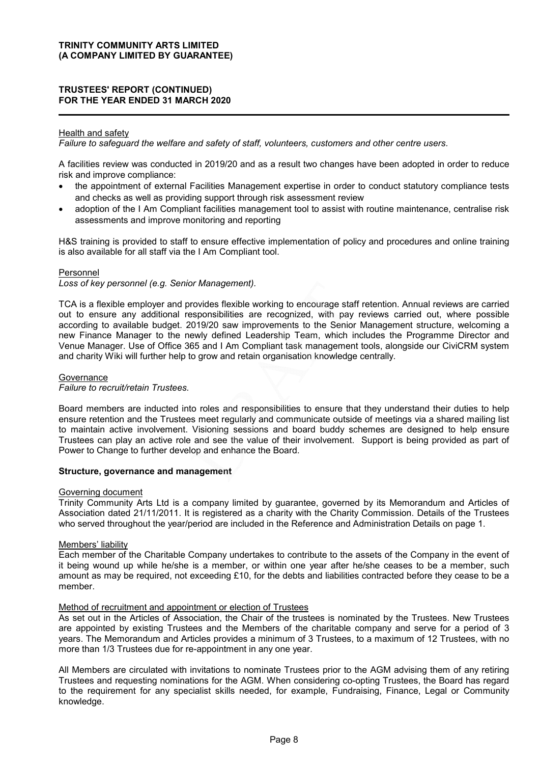Health and safety

*Failure to safeguard the welfare and safety of staff, volunteers, customers and other centre users.*

A facilities review was conducted in 2019/20 and as a result two changes have been adopted in order to reduce risk and improve compliance:

- the appointment of external Facilities Management expertise in order to conduct statutory compliance tests and checks as well as providing support through risk assessment review
- adoption of the I Am Compliant facilities management tool to assist with routine maintenance, centralise risk assessments and improve monitoring and reporting

H&S training is provided to staff to ensure effective implementation of policy and procedures and online training is also available for all staff via the I Am Compliant tool.

Personnel

*Loss of key personnel (e.g. Senior Management).*

TCA is a flexible employer and provides flexible working to encourage staff retention. Annual reviews are carried out to ensure any additional responsibilities are recognized, with pay reviews carried out, where possible according to available budget. 2019/20 saw improvements to the Senior Management structure, welcoming a new Finance Manager to the newly defined Leadership Team, which includes the Programme Director and Venue Manager. Use of Office 365 and I Am Compliant task management tools, alongside our CiviCRM system and charity Wiki will further help to grow and retain organisation knowledge centrally.

Governance

*Failure to recruit/retain Trustees.*

Board members are inducted into roles and responsibilities to ensure that they understand their duties to help ensure retention and the Trustees meet regularly and communicate outside of meetings via a shared mailing list to maintain active involvement. Visioning sessions and board buddy schemes are designed to help ensure Trustees can play an active role and see the value of their involvement. Support is being provided as part of Power to Change to further develop and enhance the Board.

## Structure, governance and management

Governing document

Trinity Community Arts Ltd is a company limited by guarantee, governed by its Memorandum and Articles of Association dated 21/11/2011. It is registered as a charity with the Charity Commission. Details of the Trustees who served throughout the year/period are included in the Reference and Administration Details on page 1.

Members' liability

Each member of the Charitable Company undertakes to contribute to the assets of the Company in the event of it being wound up while he/she is a member, or within one year after he/she ceases to be a member, such amount as may be required, not exceeding £10, for the debts and liabilities contracted before they cease to be a member.

Method of recruitment and appointment or election of Trustees

As set out in the Articles of Association, the Chair of the trustees is nominated by the Trustees. New Trustees are appointed by existing Trustees and the Members of the charitable company and serve for a period of 3 years. The Memorandum and Articles provides a minimum of 3 Trustees, to a maximum of 12 Trustees, with no more than 1/3 Trustees due for re-appointment in any one year.

All Members are circulated with invitations to nominate Trustees prior to the AGM advising them of any retiring Trustees and requesting nominations for the AGM. When considering co-opting Trustees, the Board has regard to the requirement for any specialist skills needed, for example, Fundraising, Finance, Legal or Community knowledge.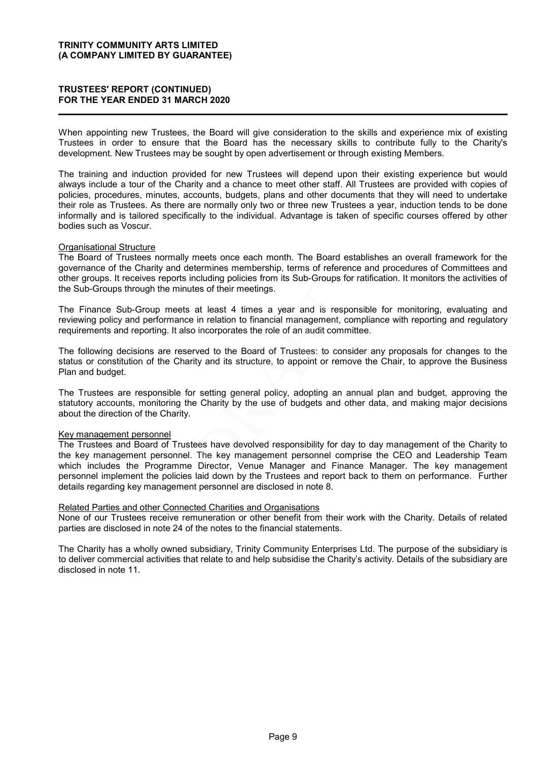When appointing new Trustees, the Board will give consideration to the skills and experience mix of existing Trustees in order to ensure that the Board has the necessary skills to contribute fully to the Charity's development. New Trustees may be sought by open advertisement or through existing Members.

The training and induction provided for new Trustees will depend upon their existing experience but would always include a tour of the Charity and a chance to meet other staff. All Trustees are provided with copies of policies, procedures, minutes, accounts, budgets, plans and other documents that they will need to undertake their role as Trustees. As there are normally only two or three new Trustees a year, induction tends to be done informally and is tailored specifically to the individual. Advantage is taken of specific courses offered by other bodies such as Voscur.

Organisational Structure

The Board of Trustees normally meets once each month. The Board establishes an overall framework for the governance of the Charity and determines membership, terms of reference and procedures of Committees and other groups. It receives reports including policies from its Sub-Groups for ratification. It monitors the activities of the Sub-Groups through the minutes of their meetings.

The Finance Sub-Group meets at least 4 times a year and is responsible for monitoring, evaluating and reviewing policy and performance in relation to financial management, compliance with reporting and regulatory requirements and reporting. It also incorporates the role of an audit committee.

The following decisions are reserved to the Board of Trustees: to consider any proposals for changes to the status or constitution of the Charity and its structure, to appoint or remove the Chair, to approve the Business Plan and budget.

The Trustees are responsible for setting general policy, adopting an annual plan and budget, approving the statutory accounts, monitoring the Charity by the use of budgets and other data, and making major decisions about the direction of the Charity.

Key management personnel

The Trustees and Board of Trustees have devolved responsibility for day to day management of the Charity to the key management personnel. The key management personnel comprise the CEO and Leadership Team which includes the Programme Director, Venue Manager and Finance Manager. The key management personnel implement the policies laid down by the Trustees and report back to them on performance. Further details regarding key management personnel are disclosed in note 8.

Related Parties and other Connected Charities and Organisations

None of our Trustees receive remuneration or other benefit from their work with the Charity. Details of related parties are disclosed in note 24 of the notes to the financial statements.

The Charity has a wholly owned subsidiary, Trinity Community Enterprises Ltd. The purpose of the subsidiary is to deliver commercial activities that relate to and help subsidise the Charity's activity. Details of the subsidiary are disclosed in note 11.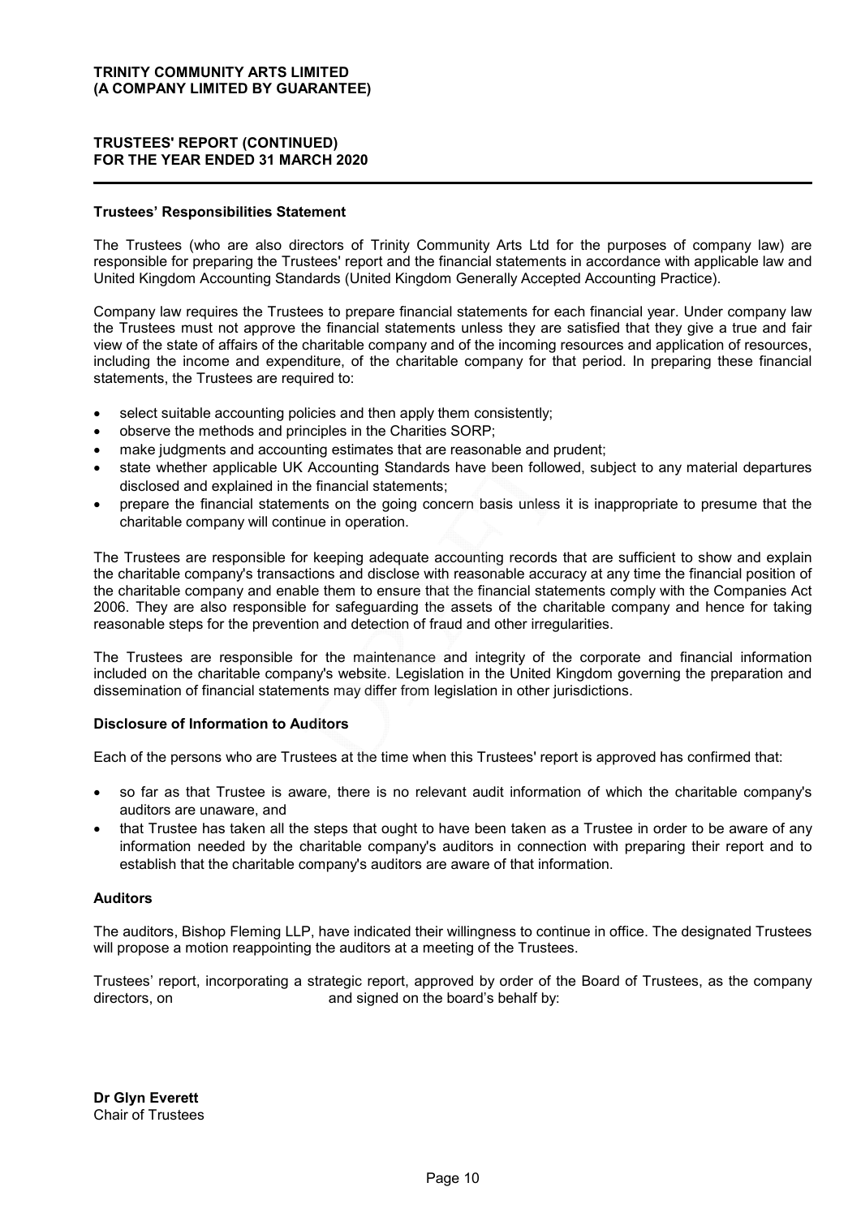**TRINITY COMMUNITY ARTS LIMITED**
**(A COMPANY LIMITED BY GUARANTEE)**

**TRUSTEES' REPORT (CONTINUED)**
**FOR THE YEAR ENDED 31 MARCH 2020**

### Trustees' Responsibilities Statement

The Trustees (who are also directors of Trinity Community Arts Ltd for the purposes of company law) are responsible for preparing the Trustees' report and the financial statements in accordance with applicable law and United Kingdom Accounting Standards (United Kingdom Generally Accepted Accounting Practice).

Company law requires the Trustees to prepare financial statements for each financial year. Under company law the Trustees must not approve the financial statements unless they are satisfied that they give a true and fair view of the state of affairs of the charitable company and of the incoming resources and application of resources, including the income and expenditure, of the charitable company for that period. In preparing these financial statements, the Trustees are required to:

- select suitable accounting policies and then apply them consistently;
- observe the methods and principles in the Charities SORP;
- make judgments and accounting estimates that are reasonable and prudent;
- state whether applicable UK Accounting Standards have been followed, subject to any material departures disclosed and explained in the financial statements;
- prepare the financial statements on the going concern basis unless it is inappropriate to presume that the charitable company will continue in operation.

The Trustees are responsible for keeping adequate accounting records that are sufficient to show and explain the charitable company's transactions and disclose with reasonable accuracy at any time the financial position of the charitable company and enable them to ensure that the financial statements comply with the Companies Act 2006. They are also responsible for safeguarding the assets of the charitable company and hence for taking reasonable steps for the prevention and detection of fraud and other irregularities.

The Trustees are responsible for the maintenance and integrity of the corporate and financial information included on the charitable company's website. Legislation in the United Kingdom governing the preparation and dissemination of financial statements may differ from legislation in other jurisdictions.

### Disclosure of Information to Auditors

Each of the persons who are Trustees at the time when this Trustees' report is approved has confirmed that:

- so far as that Trustee is aware, there is no relevant audit information of which the charitable company's auditors are unaware, and
- that Trustee has taken all the steps that ought to have been taken as a Trustee in order to be aware of any information needed by the charitable company's auditors in connection with preparing their report and to establish that the charitable company's auditors are aware of that information.

### Auditors

The auditors, Bishop Fleming LLP, have indicated their willingness to continue in office. The designated Trustees will propose a motion reappointing the auditors at a meeting of the Trustees.

Trustees' report, incorporating a strategic report, approved by order of the Board of Trustees, as the company directors, on and signed on the board's behalf by:

**Dr Glyn Everett**
Chair of Trustees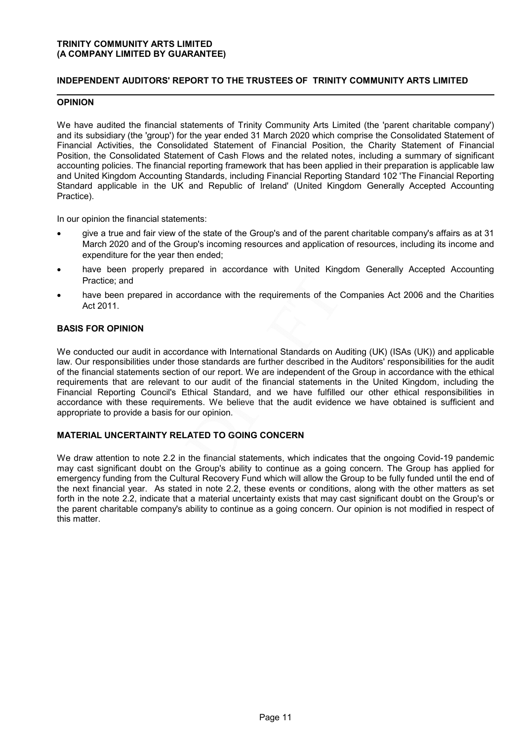**TRINITY COMMUNITY ARTS LIMITED**
**(A COMPANY LIMITED BY GUARANTEE)**

## INDEPENDENT AUDITORS' REPORT TO THE TRUSTEES OF TRINITY COMMUNITY ARTS LIMITED

### OPINION

We have audited the financial statements of Trinity Community Arts Limited (the 'parent charitable company') and its subsidiary (the 'group') for the year ended 31 March 2020 which comprise the Consolidated Statement of Financial Activities, the Consolidated Statement of Financial Position, the Charity Statement of Financial Position, the Consolidated Statement of Cash Flows and the related notes, including a summary of significant accounting policies. The financial reporting framework that has been applied in their preparation is applicable law and United Kingdom Accounting Standards, including Financial Reporting Standard 102 'The Financial Reporting Standard applicable in the UK and Republic of Ireland' (United Kingdom Generally Accepted Accounting Practice).

In our opinion the financial statements:

- give a true and fair view of the state of the Group's and of the parent charitable company's affairs as at 31 March 2020 and of the Group's incoming resources and application of resources, including its income and expenditure for the year then ended;
- have been properly prepared in accordance with United Kingdom Generally Accepted Accounting Practice; and
- have been prepared in accordance with the requirements of the Companies Act 2006 and the Charities Act 2011.

### BASIS FOR OPINION

We conducted our audit in accordance with International Standards on Auditing (UK) (ISAs (UK)) and applicable law. Our responsibilities under those standards are further described in the Auditors' responsibilities for the audit of the financial statements section of our report. We are independent of the Group in accordance with the ethical requirements that are relevant to our audit of the financial statements in the United Kingdom, including the Financial Reporting Council's Ethical Standard, and we have fulfilled our other ethical responsibilities in accordance with these requirements. We believe that the audit evidence we have obtained is sufficient and appropriate to provide a basis for our opinion.

### MATERIAL UNCERTAINTY RELATED TO GOING CONCERN

We draw attention to note 2.2 in the financial statements, which indicates that the ongoing Covid-19 pandemic may cast significant doubt on the Group's ability to continue as a going concern. The Group has applied for emergency funding from the Cultural Recovery Fund which will allow the Group to be fully funded until the end of the next financial year. As stated in note 2.2, these events or conditions, along with the other matters as set forth in the note 2.2, indicate that a material uncertainty exists that may cast significant doubt on the Group's or the parent charitable company's ability to continue as a going concern. Our opinion is not modified in respect of this matter.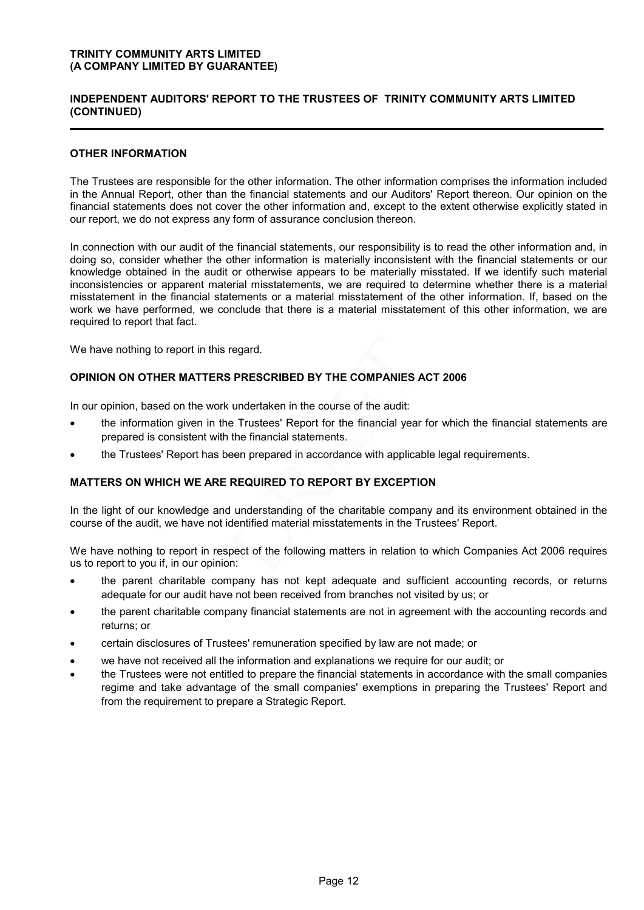**TRINITY COMMUNITY ARTS LIMITED**
**(A COMPANY LIMITED BY GUARANTEE)**

**INDEPENDENT AUDITORS' REPORT TO THE TRUSTEES OF TRINITY COMMUNITY ARTS LIMITED (CONTINUED)**

## OTHER INFORMATION

The Trustees are responsible for the other information. The other information comprises the information included in the Annual Report, other than the financial statements and our Auditors' Report thereon. Our opinion on the financial statements does not cover the other information and, except to the extent otherwise explicitly stated in our report, we do not express any form of assurance conclusion thereon.

In connection with our audit of the financial statements, our responsibility is to read the other information and, in doing so, consider whether the other information is materially inconsistent with the financial statements or our knowledge obtained in the audit or otherwise appears to be materially misstated. If we identify such material inconsistencies or apparent material misstatements, we are required to determine whether there is a material misstatement in the financial statements or a material misstatement of the other information. If, based on the work we have performed, we conclude that there is a material misstatement of this other information, we are required to report that fact.

We have nothing to report in this regard.

## OPINION ON OTHER MATTERS PRESCRIBED BY THE COMPANIES ACT 2006

In our opinion, based on the work undertaken in the course of the audit:

- the information given in the Trustees' Report for the financial year for which the financial statements are prepared is consistent with the financial statements.
- the Trustees' Report has been prepared in accordance with applicable legal requirements.

## MATTERS ON WHICH WE ARE REQUIRED TO REPORT BY EXCEPTION

In the light of our knowledge and understanding of the charitable company and its environment obtained in the course of the audit, we have not identified material misstatements in the Trustees' Report.

We have nothing to report in respect of the following matters in relation to which Companies Act 2006 requires us to report to you if, in our opinion:

- the parent charitable company has not kept adequate and sufficient accounting records, or returns adequate for our audit have not been received from branches not visited by us; or
- the parent charitable company financial statements are not in agreement with the accounting records and returns; or
- certain disclosures of Trustees' remuneration specified by law are not made; or
- we have not received all the information and explanations we require for our audit; or
- the Trustees were not entitled to prepare the financial statements in accordance with the small companies regime and take advantage of the small companies' exemptions in preparing the Trustees' Report and from the requirement to prepare a Strategic Report.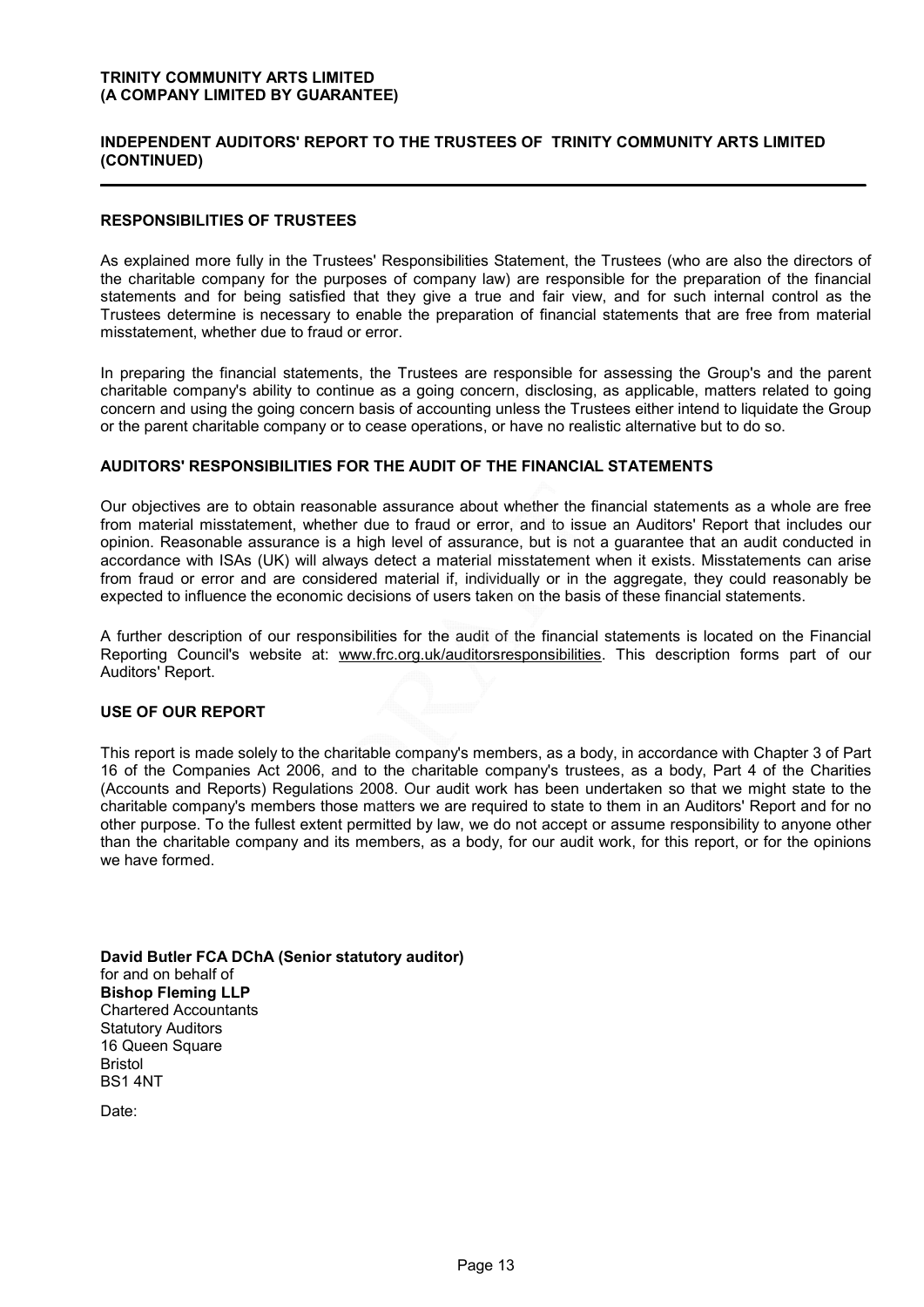## RESPONSIBILITIES OF TRUSTEES

As explained more fully in the Trustees' Responsibilities Statement, the Trustees (who are also the directors of the charitable company for the purposes of company law) are responsible for the preparation of the financial statements and for being satisfied that they give a true and fair view, and for such internal control as the Trustees determine is necessary to enable the preparation of financial statements that are free from material misstatement, whether due to fraud or error.

In preparing the financial statements, the Trustees are responsible for assessing the Group's and the parent charitable company's ability to continue as a going concern, disclosing, as applicable, matters related to going concern and using the going concern basis of accounting unless the Trustees either intend to liquidate the Group or the parent charitable company or to cease operations, or have no realistic alternative but to do so.

## AUDITORS' RESPONSIBILITIES FOR THE AUDIT OF THE FINANCIAL STATEMENTS

Our objectives are to obtain reasonable assurance about whether the financial statements as a whole are free from material misstatement, whether due to fraud or error, and to issue an Auditors' Report that includes our opinion. Reasonable assurance is a high level of assurance, but is not a guarantee that an audit conducted in accordance with ISAs (UK) will always detect a material misstatement when it exists. Misstatements can arise from fraud or error and are considered material if, individually or in the aggregate, they could reasonably be expected to influence the economic decisions of users taken on the basis of these financial statements.

A further description of our responsibilities for the audit of the financial statements is located on the Financial Reporting Council's website at: www.frc.org.uk/auditorsresponsibilities. This description forms part of our Auditors' Report.

## USE OF OUR REPORT

This report is made solely to the charitable company's members, as a body, in accordance with Chapter 3 of Part 16 of the Companies Act 2006, and to the charitable company's trustees, as a body, Part 4 of the Charities (Accounts and Reports) Regulations 2008. Our audit work has been undertaken so that we might state to the charitable company's members those matters we are required to state to them in an Auditors' Report and for no other purpose. To the fullest extent permitted by law, we do not accept or assume responsibility to anyone other than the charitable company and its members, as a body, for our audit work, for this report, or for the opinions we have formed.

**David Butler FCA DChA (Senior statutory auditor)**
for and on behalf of
**Bishop Fleming LLP**
Chartered Accountants
Statutory Auditors
16 Queen Square
Bristol
BS1 4NT

Date: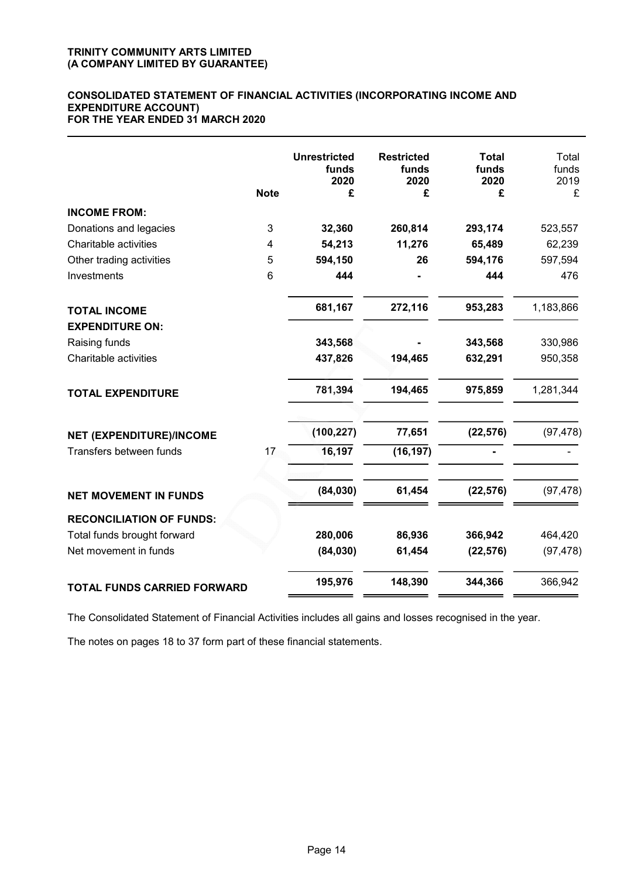**TRINITY COMMUNITY ARTS LIMITED**
**(A COMPANY LIMITED BY GUARANTEE)**

# CONSOLIDATED STATEMENT OF FINANCIAL ACTIVITIES (INCORPORATING INCOME AND EXPENDITURE ACCOUNT) FOR THE YEAR ENDED 31 MARCH 2020

| | Note | Unrestricted funds 2020 £ | Restricted funds 2020 £ | Total funds 2020 £ | Total funds 2019 £ |
|---|---|---|---|---|---|
| **INCOME FROM:** | | | | | |
| Donations and legacies | 3 | **32,360** | **260,814** | **293,174** | 523,557 |
| Charitable activities | 4 | **54,213** | **11,276** | **65,489** | 62,239 |
| Other trading activities | 5 | **594,150** | **26** | **594,176** | 597,594 |
| Investments | 6 | **444** | **-** | **444** | 476 |
| **TOTAL INCOME** | | **681,167** | **272,116** | **953,283** | 1,183,866 |
| **EXPENDITURE ON:** | | | | | |
| Raising funds | | **343,568** | **-** | **343,568** | 330,986 |
| Charitable activities | | **437,826** | **194,465** | **632,291** | 950,358 |
| **TOTAL EXPENDITURE** | | **781,394** | **194,465** | **975,859** | 1,281,344 |
| **NET (EXPENDITURE)/INCOME** | | **(100,227)** | **77,651** | **(22,576)** | (97,478) |
| Transfers between funds | 17 | **16,197** | **(16,197)** | **-** | - |
| **NET MOVEMENT IN FUNDS** | | **(84,030)** | **61,454** | **(22,576)** | (97,478) |
| **RECONCILIATION OF FUNDS:** | | | | | |
| Total funds brought forward | | **280,006** | **86,936** | **366,942** | 464,420 |
| Net movement in funds | | **(84,030)** | **61,454** | **(22,576)** | (97,478) |
| **TOTAL FUNDS CARRIED FORWARD** | | **195,976** | **148,390** | **344,366** | 366,942 |

The Consolidated Statement of Financial Activities includes all gains and losses recognised in the year.

The notes on pages 18 to 37 form part of these financial statements.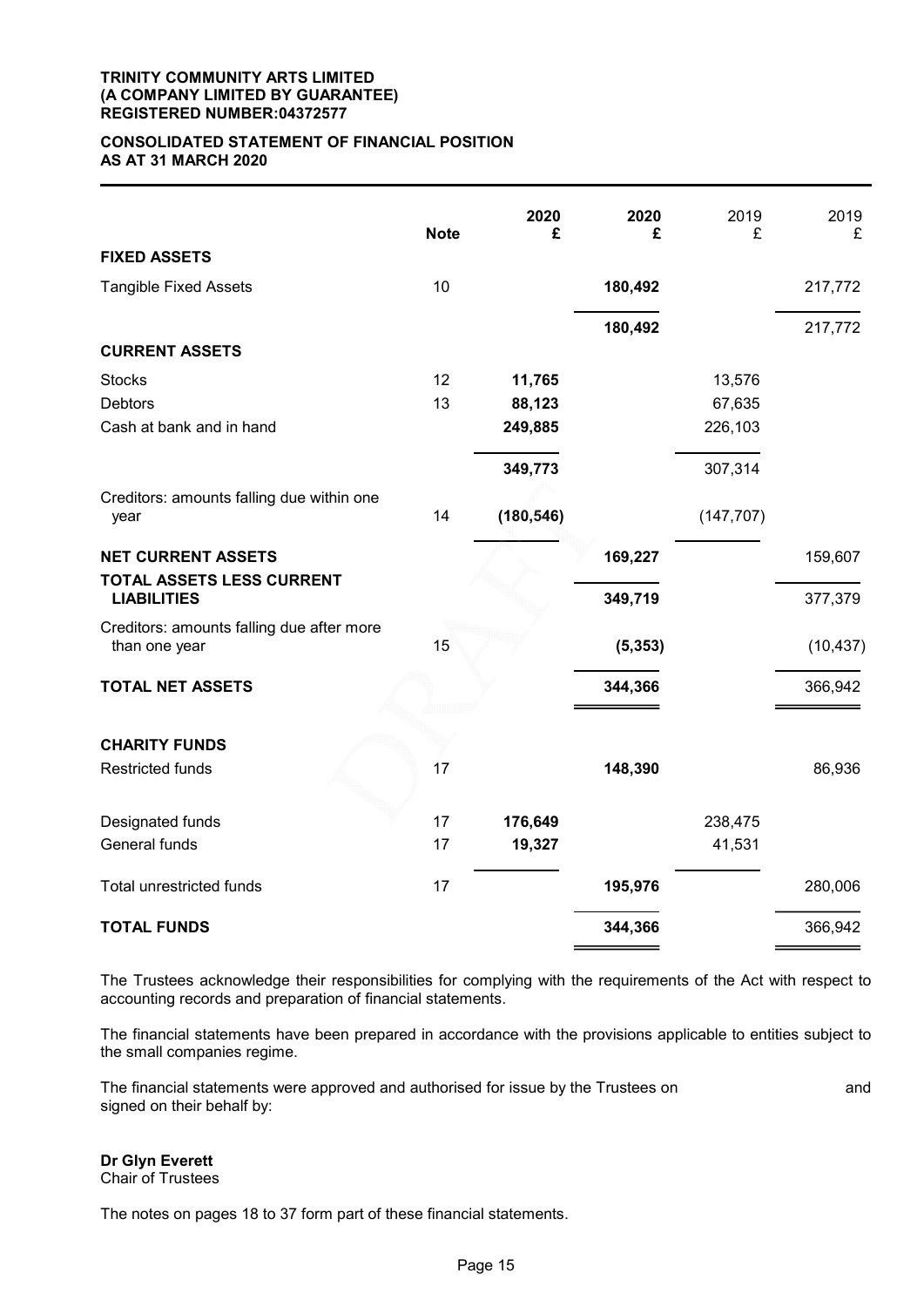**TRINITY COMMUNITY ARTS LIMITED**
**(A COMPANY LIMITED BY GUARANTEE)**
**REGISTERED NUMBER:04372577**

# CONSOLIDATED STATEMENT OF FINANCIAL POSITION AS AT 31 MARCH 2020

| | Note | 2020 £ | 2020 £ | 2019 £ | 2019 £ |
|---|---|---|---|---|---|
| **FIXED ASSETS** | | | | | |
| Tangible Fixed Assets | 10 | | **180,492** | | 217,772 |
| | | | **180,492** | | 217,772 |
| **CURRENT ASSETS** | | | | | |
| Stocks | 12 | **11,765** | | 13,576 | |
| Debtors | 13 | **88,123** | | 67,635 | |
| Cash at bank and in hand | | **249,885** | | 226,103 | |
| | | **349,773** | | 307,314 | |
| Creditors: amounts falling due within one year | 14 | **(180,546)** | | (147,707) | |
| **NET CURRENT ASSETS** | | | **169,227** | | 159,607 |
| **TOTAL ASSETS LESS CURRENT LIABILITIES** | | | **349,719** | | 377,379 |
| Creditors: amounts falling due after more than one year | 15 | | **(5,353)** | | (10,437) |
| **TOTAL NET ASSETS** | | | **344,366** | | 366,942 |
| **CHARITY FUNDS** | | | | | |
| Restricted funds | 17 | | **148,390** | | 86,936 |
| Designated funds | 17 | **176,649** | | 238,475 | |
| General funds | 17 | **19,327** | | 41,531 | |
| Total unrestricted funds | 17 | | **195,976** | | 280,006 |
| **TOTAL FUNDS** | | | **344,366** | | 366,942 |

The Trustees acknowledge their responsibilities for complying with the requirements of the Act with respect to accounting records and preparation of financial statements.

The financial statements have been prepared in accordance with the provisions applicable to entities subject to the small companies regime.

The financial statements were approved and authorised for issue by the Trustees on and signed on their behalf by:

**Dr Glyn Everett**
Chair of Trustees

The notes on pages 18 to 37 form part of these financial statements.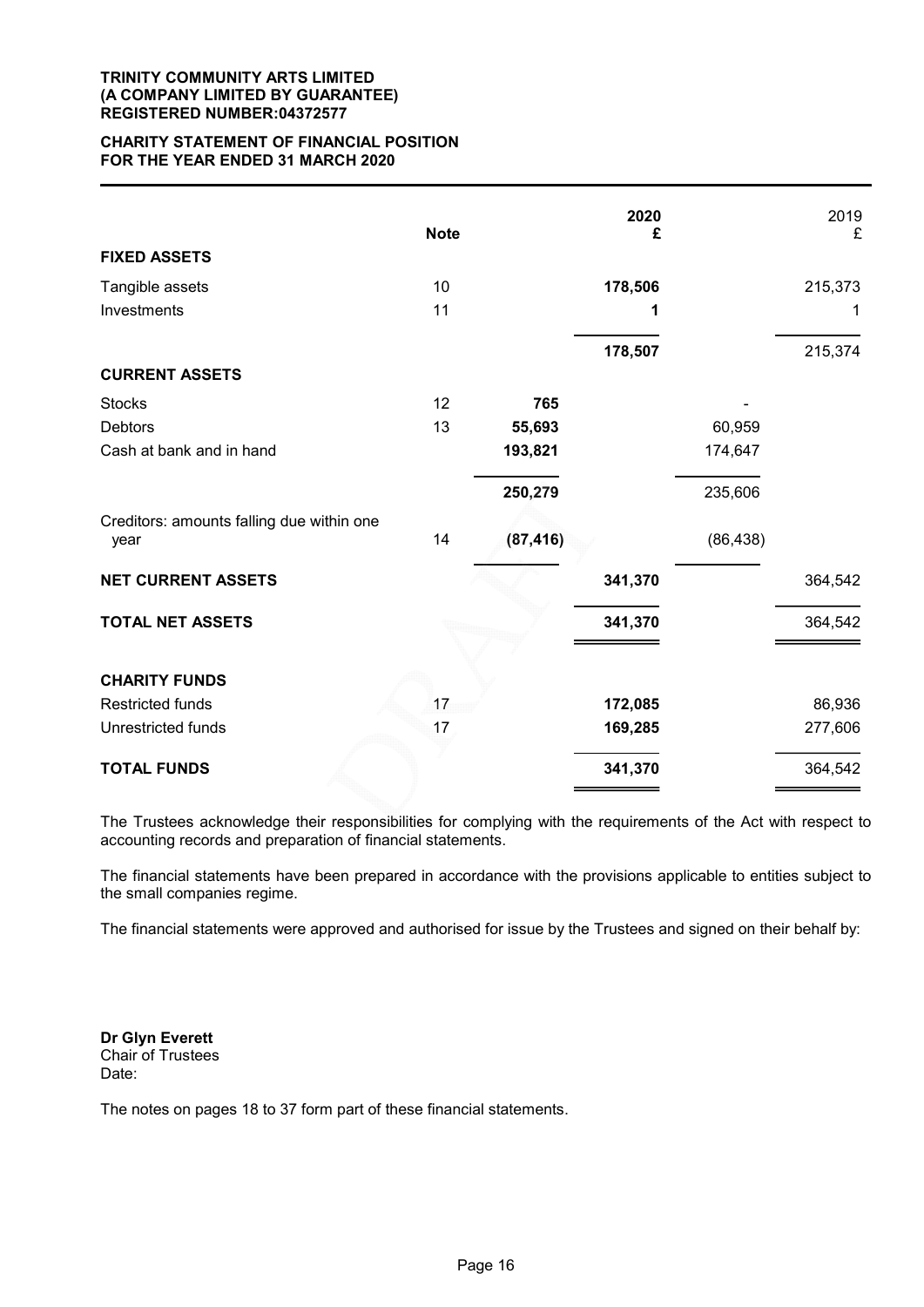**TRINITY COMMUNITY ARTS LIMITED**
**(A COMPANY LIMITED BY GUARANTEE)**
**REGISTERED NUMBER:04372577**

# CHARITY STATEMENT OF FINANCIAL POSITION
## FOR THE YEAR ENDED 31 MARCH 2020

| | Note | | 2020 £ | | 2019 £ |
|---|---|---|---|---|---|
| **FIXED ASSETS** | | | | | |
| Tangible assets | 10 | | **178,506** | | 215,373 |
| Investments | 11 | | **1** | | 1 |
| | | | **178,507** | | 215,374 |
| **CURRENT ASSETS** | | | | | |
| Stocks | 12 | **765** | | - | |
| Debtors | 13 | **55,693** | | 60,959 | |
| Cash at bank and in hand | | **193,821** | | 174,647 | |
| | | **250,279** | | 235,606 | |
| Creditors: amounts falling due within one year | 14 | **(87,416)** | | (86,438) | |
| **NET CURRENT ASSETS** | | | **341,370** | | 364,542 |
| **TOTAL NET ASSETS** | | | **341,370** | | 364,542 |
| **CHARITY FUNDS** | | | | | |
| Restricted funds | 17 | | **172,085** | | 86,936 |
| Unrestricted funds | 17 | | **169,285** | | 277,606 |
| **TOTAL FUNDS** | | | **341,370** | | 364,542 |

The Trustees acknowledge their responsibilities for complying with the requirements of the Act with respect to accounting records and preparation of financial statements.

The financial statements have been prepared in accordance with the provisions applicable to entities subject to the small companies regime.

The financial statements were approved and authorised for issue by the Trustees and signed on their behalf by:

**Dr Glyn Everett**
Chair of Trustees
Date:

The notes on pages 18 to 37 form part of these financial statements.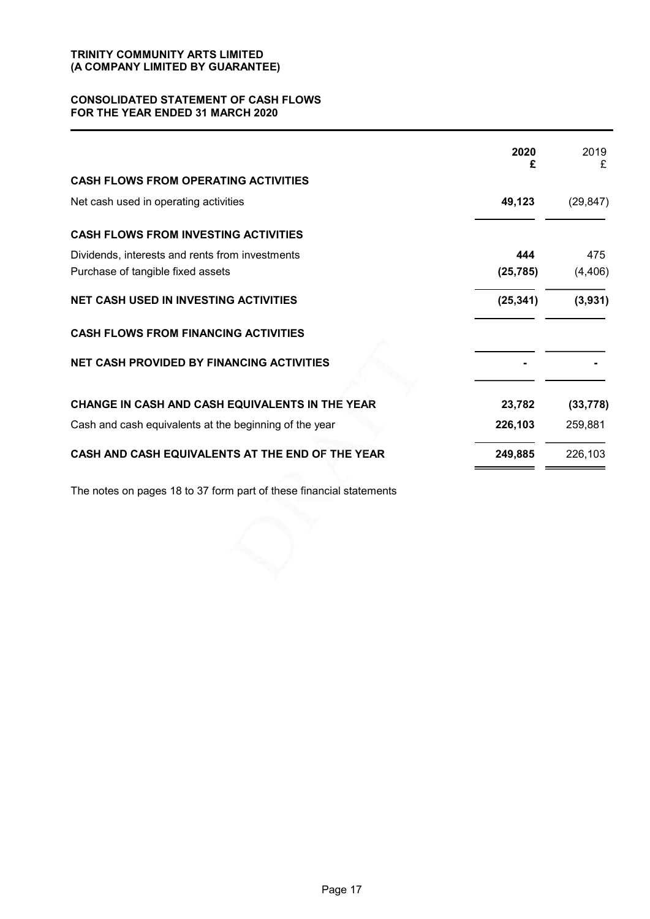**TRINITY COMMUNITY ARTS LIMITED**
**(A COMPANY LIMITED BY GUARANTEE)**

**CONSOLIDATED STATEMENT OF CASH FLOWS**
**FOR THE YEAR ENDED 31 MARCH 2020**

| | 2020 £ | 2019 £ |
|---|---|---|
| **CASH FLOWS FROM OPERATING ACTIVITIES** | | |
| Net cash used in operating activities | **49,123** | (29,847) |
| **CASH FLOWS FROM INVESTING ACTIVITIES** | | |
| Dividends, interests and rents from investments | **444** | 475 |
| Purchase of tangible fixed assets | **(25,785)** | (4,406) |
| **NET CASH USED IN INVESTING ACTIVITIES** | **(25,341)** | **(3,931)** |
| **CASH FLOWS FROM FINANCING ACTIVITIES** | | |
| **NET CASH PROVIDED BY FINANCING ACTIVITIES** | **-** | **-** |
| **CHANGE IN CASH AND CASH EQUIVALENTS IN THE YEAR** | **23,782** | **(33,778)** |
| Cash and cash equivalents at the beginning of the year | **226,103** | 259,881 |
| **CASH AND CASH EQUIVALENTS AT THE END OF THE YEAR** | **249,885** | 226,103 |

The notes on pages 18 to 37 form part of these financial statements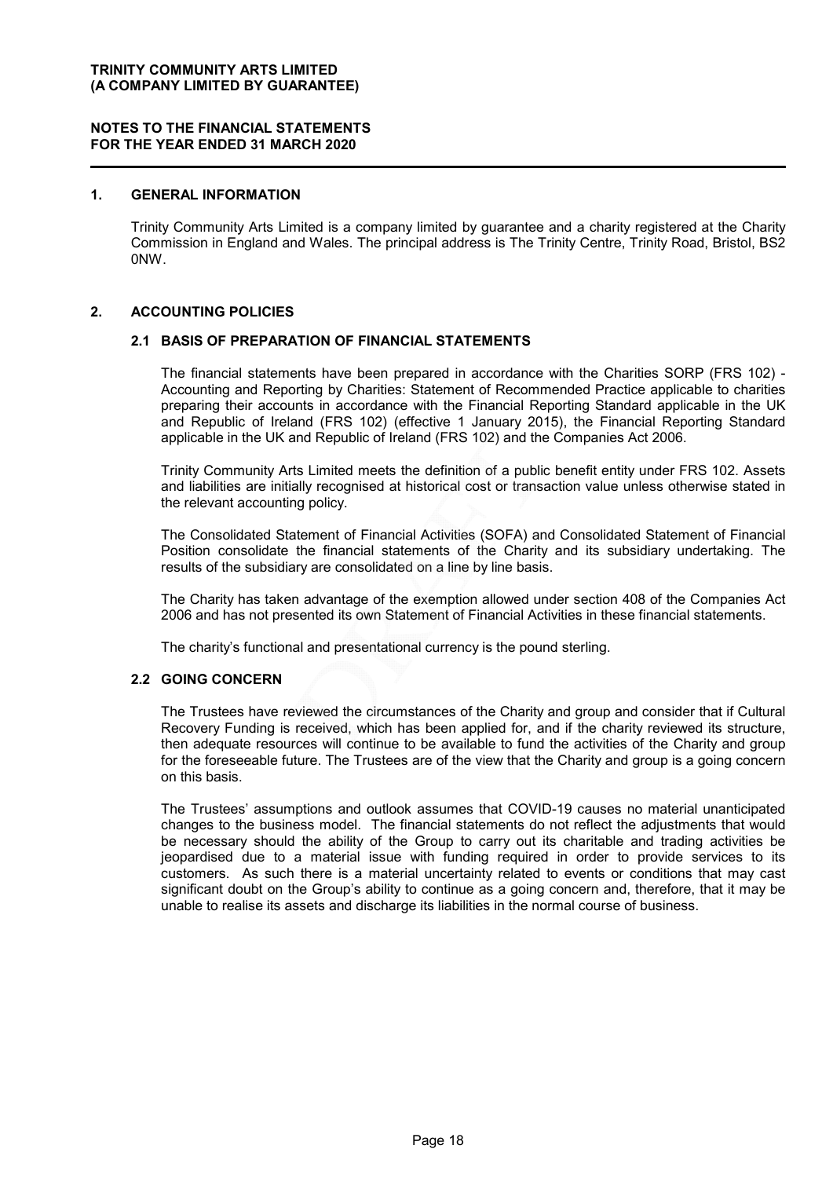**TRINITY COMMUNITY ARTS LIMITED**
**(A COMPANY LIMITED BY GUARANTEE)**

**NOTES TO THE FINANCIAL STATEMENTS**
**FOR THE YEAR ENDED 31 MARCH 2020**

## 1. GENERAL INFORMATION

Trinity Community Arts Limited is a company limited by guarantee and a charity registered at the Charity Commission in England and Wales. The principal address is The Trinity Centre, Trinity Road, Bristol, BS2 0NW.

## 2. ACCOUNTING POLICIES

### 2.1 BASIS OF PREPARATION OF FINANCIAL STATEMENTS

The financial statements have been prepared in accordance with the Charities SORP (FRS 102) - Accounting and Reporting by Charities: Statement of Recommended Practice applicable to charities preparing their accounts in accordance with the Financial Reporting Standard applicable in the UK and Republic of Ireland (FRS 102) (effective 1 January 2015), the Financial Reporting Standard applicable in the UK and Republic of Ireland (FRS 102) and the Companies Act 2006.

Trinity Community Arts Limited meets the definition of a public benefit entity under FRS 102. Assets and liabilities are initially recognised at historical cost or transaction value unless otherwise stated in the relevant accounting policy.

The Consolidated Statement of Financial Activities (SOFA) and Consolidated Statement of Financial Position consolidate the financial statements of the Charity and its subsidiary undertaking. The results of the subsidiary are consolidated on a line by line basis.

The Charity has taken advantage of the exemption allowed under section 408 of the Companies Act 2006 and has not presented its own Statement of Financial Activities in these financial statements.

The charity's functional and presentational currency is the pound sterling.

### 2.2 GOING CONCERN

The Trustees have reviewed the circumstances of the Charity and group and consider that if Cultural Recovery Funding is received, which has been applied for, and if the charity reviewed its structure, then adequate resources will continue to be available to fund the activities of the Charity and group for the foreseeable future. The Trustees are of the view that the Charity and group is a going concern on this basis.

The Trustees' assumptions and outlook assumes that COVID-19 causes no material unanticipated changes to the business model. The financial statements do not reflect the adjustments that would be necessary should the ability of the Group to carry out its charitable and trading activities be jeopardised due to a material issue with funding required in order to provide services to its customers. As such there is a material uncertainty related to events or conditions that may cast significant doubt on the Group's ability to continue as a going concern and, therefore, that it may be unable to realise its assets and discharge its liabilities in the normal course of business.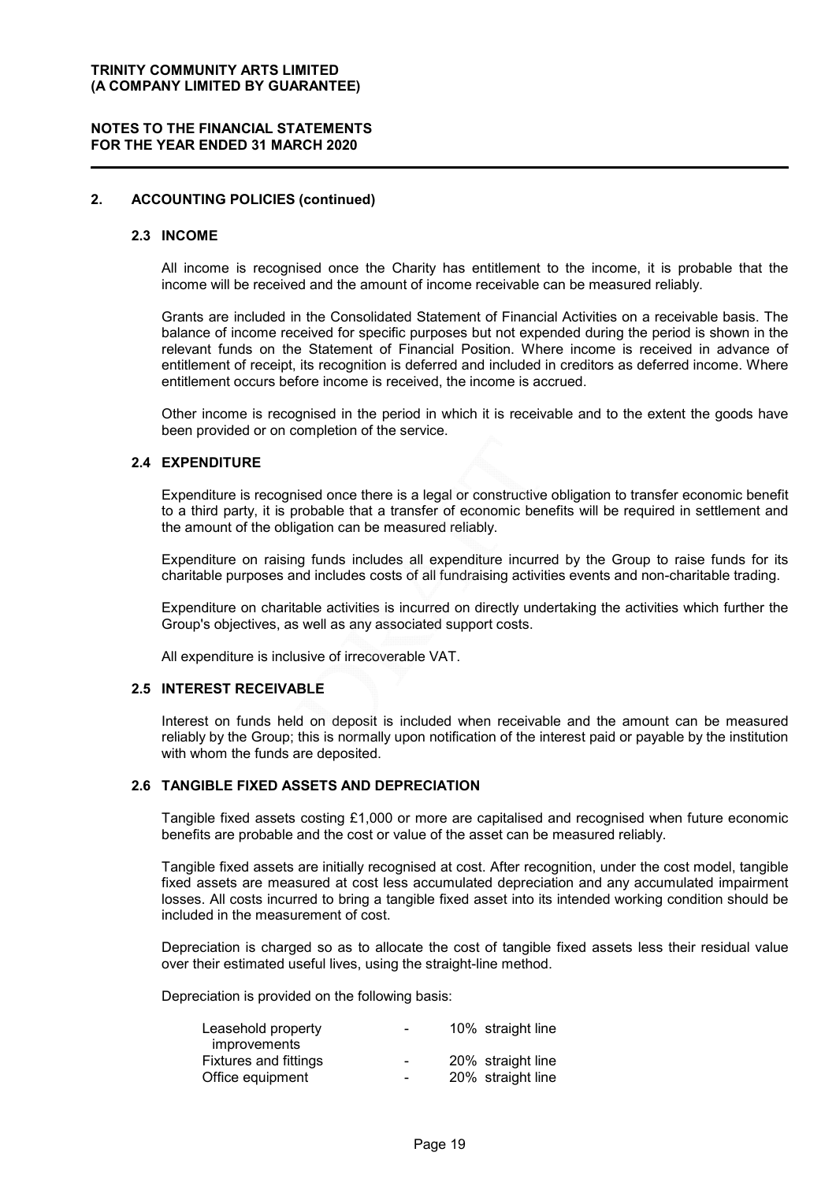## 2. ACCOUNTING POLICIES (continued)

### 2.3 INCOME

All income is recognised once the Charity has entitlement to the income, it is probable that the income will be received and the amount of income receivable can be measured reliably.

Grants are included in the Consolidated Statement of Financial Activities on a receivable basis. The balance of income received for specific purposes but not expended during the period is shown in the relevant funds on the Statement of Financial Position. Where income is received in advance of entitlement of receipt, its recognition is deferred and included in creditors as deferred income. Where entitlement occurs before income is received, the income is accrued.

Other income is recognised in the period in which it is receivable and to the extent the goods have been provided or on completion of the service.

### 2.4 EXPENDITURE

Expenditure is recognised once there is a legal or constructive obligation to transfer economic benefit to a third party, it is probable that a transfer of economic benefits will be required in settlement and the amount of the obligation can be measured reliably.

Expenditure on raising funds includes all expenditure incurred by the Group to raise funds for its charitable purposes and includes costs of all fundraising activities events and non-charitable trading.

Expenditure on charitable activities is incurred on directly undertaking the activities which further the Group's objectives, as well as any associated support costs.

All expenditure is inclusive of irrecoverable VAT.

### 2.5 INTEREST RECEIVABLE

Interest on funds held on deposit is included when receivable and the amount can be measured reliably by the Group; this is normally upon notification of the interest paid or payable by the institution with whom the funds are deposited.

### 2.6 TANGIBLE FIXED ASSETS AND DEPRECIATION

Tangible fixed assets costing £1,000 or more are capitalised and recognised when future economic benefits are probable and the cost or value of the asset can be measured reliably.

Tangible fixed assets are initially recognised at cost. After recognition, under the cost model, tangible fixed assets are measured at cost less accumulated depreciation and any accumulated impairment losses. All costs incurred to bring a tangible fixed asset into its intended working condition should be included in the measurement of cost.

Depreciation is charged so as to allocate the cost of tangible fixed assets less their residual value over their estimated useful lives, using the straight-line method.

Depreciation is provided on the following basis:

| | | |
|---|---|---|
| Leasehold property improvements | - | 10% straight line |
| Fixtures and fittings | - | 20% straight line |
| Office equipment | - | 20% straight line |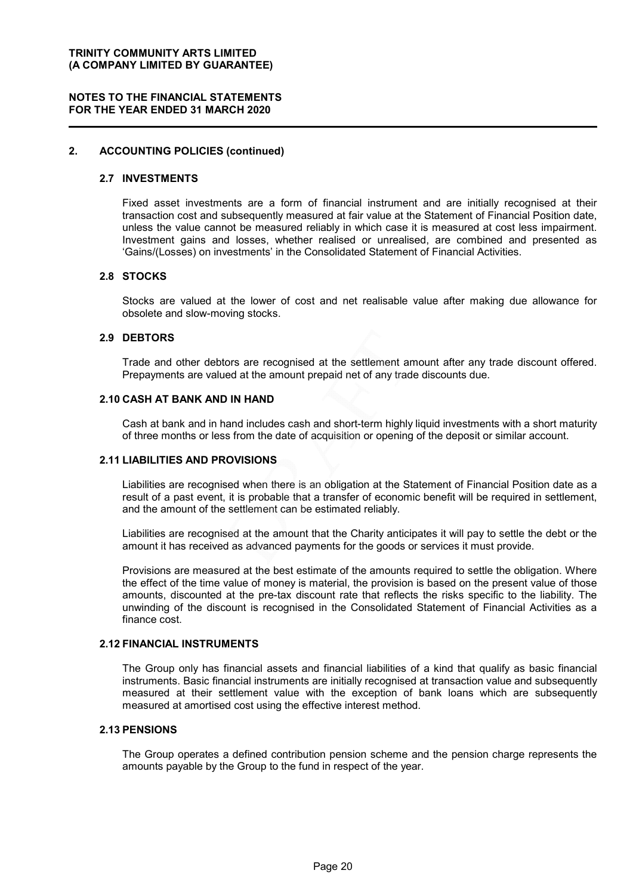## 2. ACCOUNTING POLICIES (continued)

### 2.7 INVESTMENTS

Fixed asset investments are a form of financial instrument and are initially recognised at their transaction cost and subsequently measured at fair value at the Statement of Financial Position date, unless the value cannot be measured reliably in which case it is measured at cost less impairment. Investment gains and losses, whether realised or unrealised, are combined and presented as 'Gains/(Losses) on investments' in the Consolidated Statement of Financial Activities.

### 2.8 STOCKS

Stocks are valued at the lower of cost and net realisable value after making due allowance for obsolete and slow-moving stocks.

### 2.9 DEBTORS

Trade and other debtors are recognised at the settlement amount after any trade discount offered. Prepayments are valued at the amount prepaid net of any trade discounts due.

### 2.10 CASH AT BANK AND IN HAND

Cash at bank and in hand includes cash and short-term highly liquid investments with a short maturity of three months or less from the date of acquisition or opening of the deposit or similar account.

### 2.11 LIABILITIES AND PROVISIONS

Liabilities are recognised when there is an obligation at the Statement of Financial Position date as a result of a past event, it is probable that a transfer of economic benefit will be required in settlement, and the amount of the settlement can be estimated reliably.

Liabilities are recognised at the amount that the Charity anticipates it will pay to settle the debt or the amount it has received as advanced payments for the goods or services it must provide.

Provisions are measured at the best estimate of the amounts required to settle the obligation. Where the effect of the time value of money is material, the provision is based on the present value of those amounts, discounted at the pre-tax discount rate that reflects the risks specific to the liability. The unwinding of the discount is recognised in the Consolidated Statement of Financial Activities as a finance cost.

### 2.12 FINANCIAL INSTRUMENTS

The Group only has financial assets and financial liabilities of a kind that qualify as basic financial instruments. Basic financial instruments are initially recognised at transaction value and subsequently measured at their settlement value with the exception of bank loans which are subsequently measured at amortised cost using the effective interest method.

### 2.13 PENSIONS

The Group operates a defined contribution pension scheme and the pension charge represents the amounts payable by the Group to the fund in respect of the year.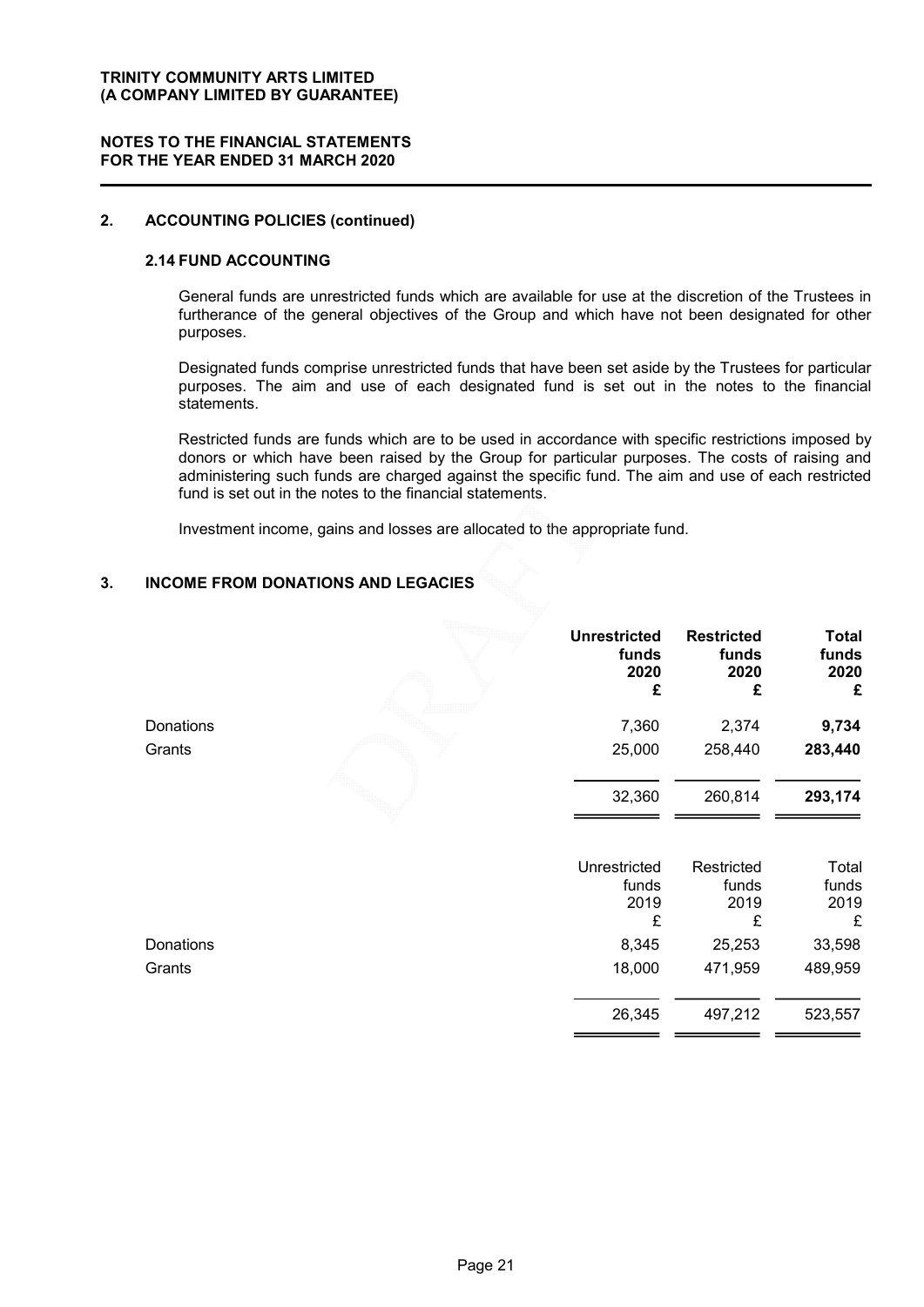## 2. ACCOUNTING POLICIES (continued)

### 2.14 FUND ACCOUNTING

General funds are unrestricted funds which are available for use at the discretion of the Trustees in furtherance of the general objectives of the Group and which have not been designated for other purposes.

Designated funds comprise unrestricted funds that have been set aside by the Trustees for particular purposes. The aim and use of each designated fund is set out in the notes to the financial statements.

Restricted funds are funds which are to be used in accordance with specific restrictions imposed by donors or which have been raised by the Group for particular purposes. The costs of raising and administering such funds are charged against the specific fund. The aim and use of each restricted fund is set out in the notes to the financial statements.

Investment income, gains and losses are allocated to the appropriate fund.

## 3. INCOME FROM DONATIONS AND LEGACIES

| | **Unrestricted funds 2020 £** | **Restricted funds 2020 £** | **Total funds 2020 £** |
|---|---|---|---|
| Donations | 7,360 | 2,374 | **9,734** |
| Grants | 25,000 | 258,440 | **283,440** |
| | 32,360 | 260,814 | **293,174** |

| | Unrestricted funds 2019 £ | Restricted funds 2019 £ | Total funds 2019 £ |
|---|---|---|---|
| Donations | 8,345 | 25,253 | 33,598 |
| Grants | 18,000 | 471,959 | 489,959 |
| | 26,345 | 497,212 | 523,557 |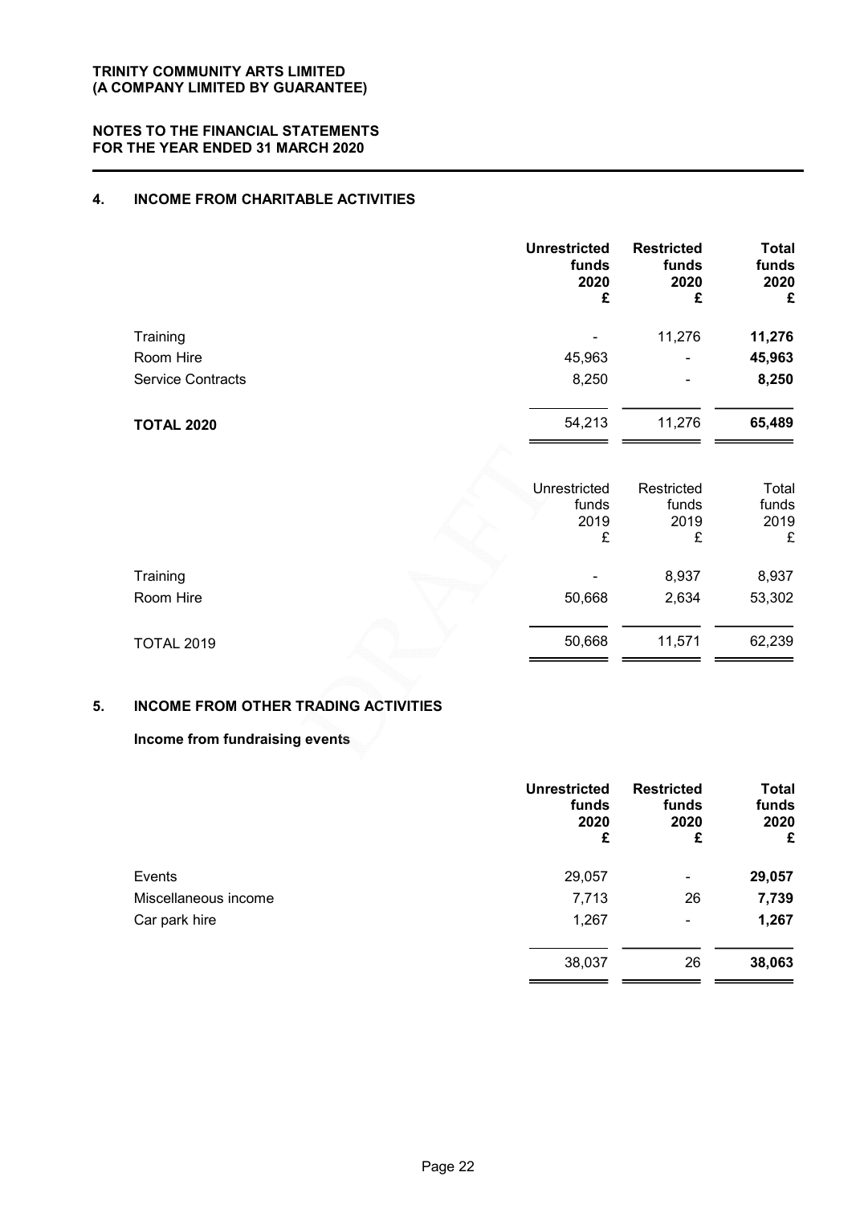**TRINITY COMMUNITY ARTS LIMITED**
**(A COMPANY LIMITED BY GUARANTEE)**

**NOTES TO THE FINANCIAL STATEMENTS**
**FOR THE YEAR ENDED 31 MARCH 2020**

## 4. INCOME FROM CHARITABLE ACTIVITIES

| | **Unrestricted funds 2020 £** | **Restricted funds 2020 £** | **Total funds 2020 £** |
|---|---|---|---|
| Training | - | 11,276 | **11,276** |
| Room Hire | 45,963 | - | **45,963** |
| Service Contracts | 8,250 | - | **8,250** |
| **TOTAL 2020** | 54,213 | 11,276 | **65,489** |

| | Unrestricted funds 2019 £ | Restricted funds 2019 £ | Total funds 2019 £ |
|---|---|---|---|
| Training | - | 8,937 | 8,937 |
| Room Hire | 50,668 | 2,634 | 53,302 |
| TOTAL 2019 | 50,668 | 11,571 | 62,239 |

## 5. INCOME FROM OTHER TRADING ACTIVITIES

### Income from fundraising events

| | **Unrestricted funds 2020 £** | **Restricted funds 2020 £** | **Total funds 2020 £** |
|---|---|---|---|
| Events | 29,057 | - | **29,057** |
| Miscellaneous income | 7,713 | 26 | **7,739** |
| Car park hire | 1,267 | - | **1,267** |
| | 38,037 | 26 | **38,063** |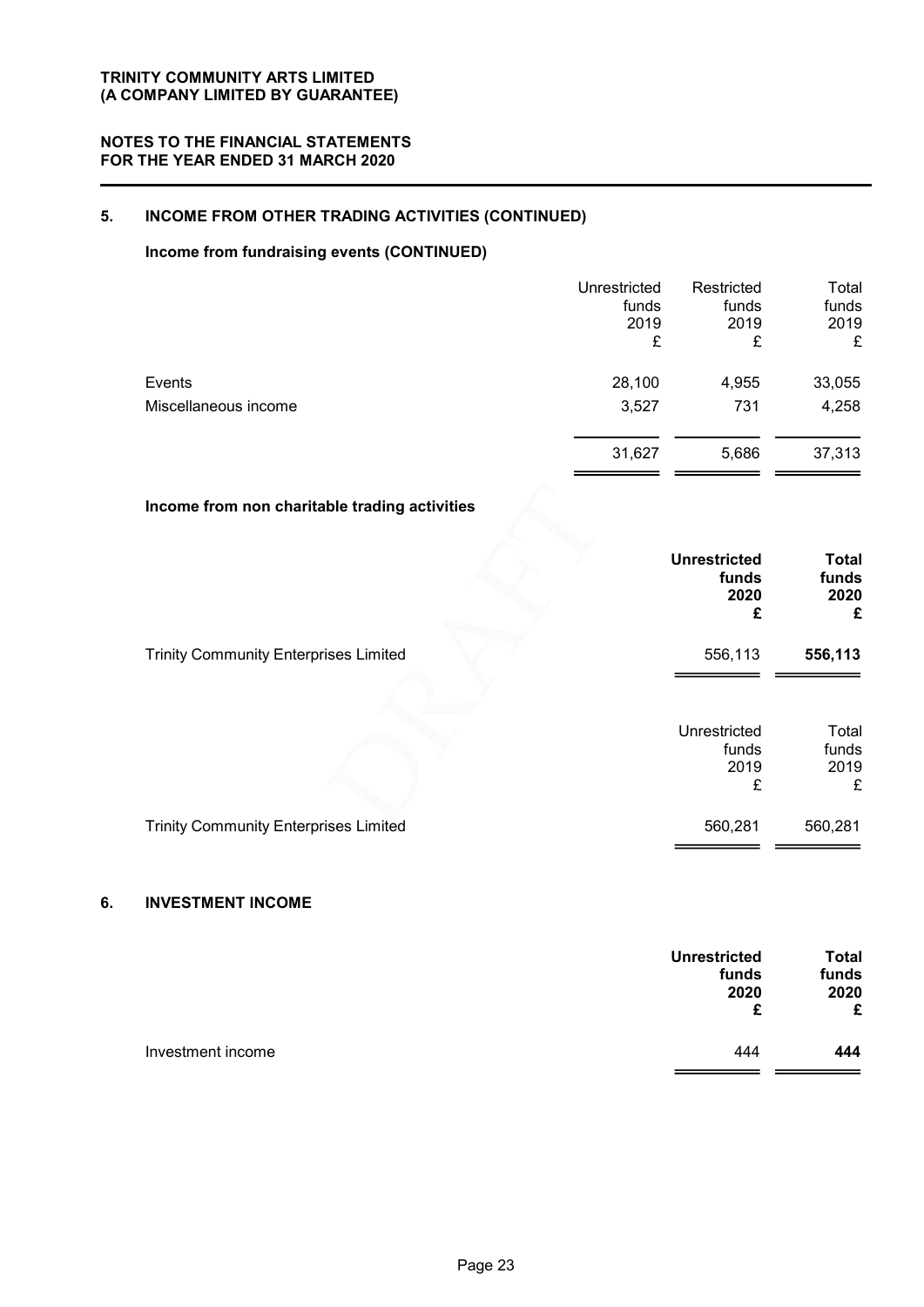## 5. INCOME FROM OTHER TRADING ACTIVITIES (CONTINUED)

### Income from fundraising events (CONTINUED)

| | Unrestricted funds 2019 £ | Restricted funds 2019 £ | Total funds 2019 £ |
|---|---|---|---|
| Events | 28,100 | 4,955 | 33,055 |
| Miscellaneous income | 3,527 | 731 | 4,258 |
| | 31,627 | 5,686 | 37,313 |

### Income from non charitable trading activities

| | **Unrestricted funds 2020 £** | **Total funds 2020 £** |
|---|---|---|
| Trinity Community Enterprises Limited | 556,113 | **556,113** |

| | Unrestricted funds 2019 £ | Total funds 2019 £ |
|---|---|---|
| Trinity Community Enterprises Limited | 560,281 | 560,281 |

## 6. INVESTMENT INCOME

| | **Unrestricted funds 2020 £** | **Total funds 2020 £** |
|---|---|---|
| Investment income | 444 | **444** |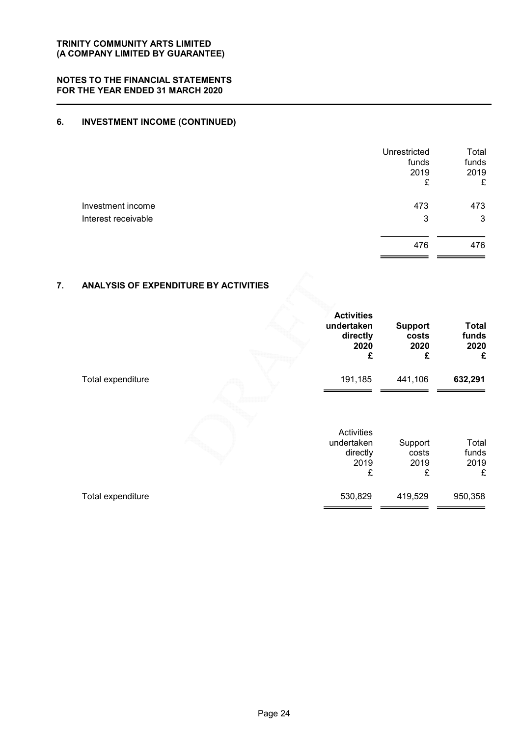**TRINITY COMMUNITY ARTS LIMITED**
**(A COMPANY LIMITED BY GUARANTEE)**

**NOTES TO THE FINANCIAL STATEMENTS**
**FOR THE YEAR ENDED 31 MARCH 2020**

## 6. INVESTMENT INCOME (CONTINUED)

| | Unrestricted funds 2019 £ | Total funds 2019 £ |
|---|---|---|
| Investment income | 473 | 473 |
| Interest receivable | 3 | 3 |
| | 476 | 476 |

## 7. ANALYSIS OF EXPENDITURE BY ACTIVITIES

| | **Activities undertaken directly 2020 £** | **Support costs 2020 £** | **Total funds 2020 £** |
|---|---|---|---|
| Total expenditure | 191,185 | 441,106 | **632,291** |

| | Activities undertaken directly 2019 £ | Support costs 2019 £ | Total funds 2019 £ |
|---|---|---|---|
| Total expenditure | 530,829 | 419,529 | 950,358 |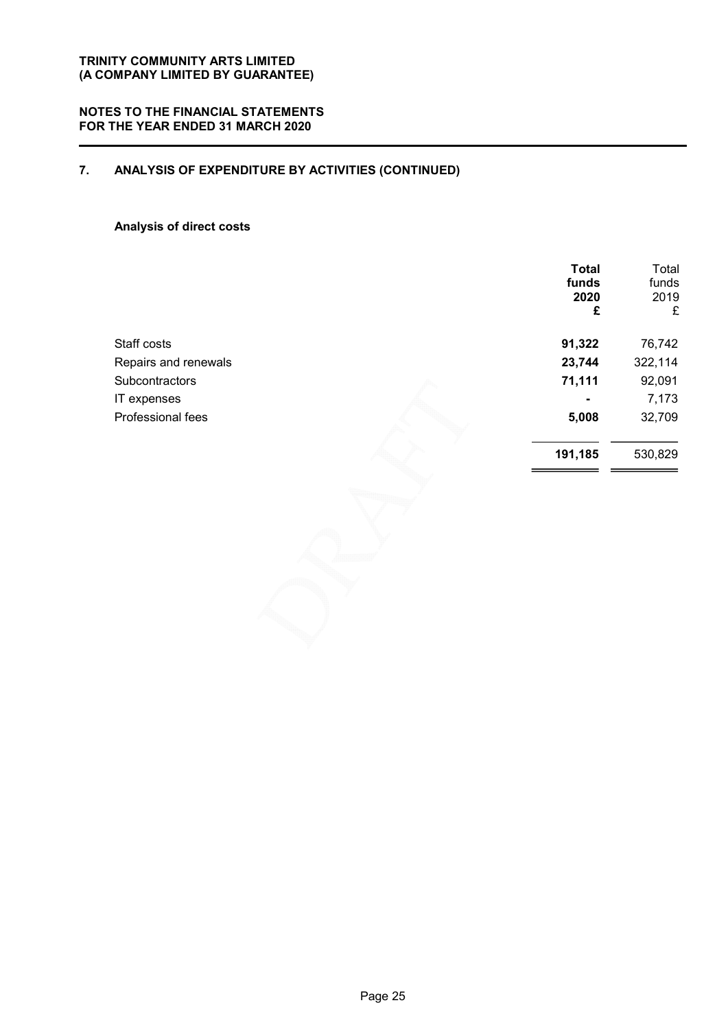# 7. ANALYSIS OF EXPENDITURE BY ACTIVITIES (CONTINUED)

### Analysis of direct costs

| | **Total funds 2020 £** | Total funds 2019 £ |
|---|---|---|
| Staff costs | **91,322** | 76,742 |
| Repairs and renewals | **23,744** | 322,114 |
| Subcontractors | **71,111** | 92,091 |
| IT expenses | **-** | 7,173 |
| Professional fees | **5,008** | 32,709 |
| | **191,185** | 530,829 |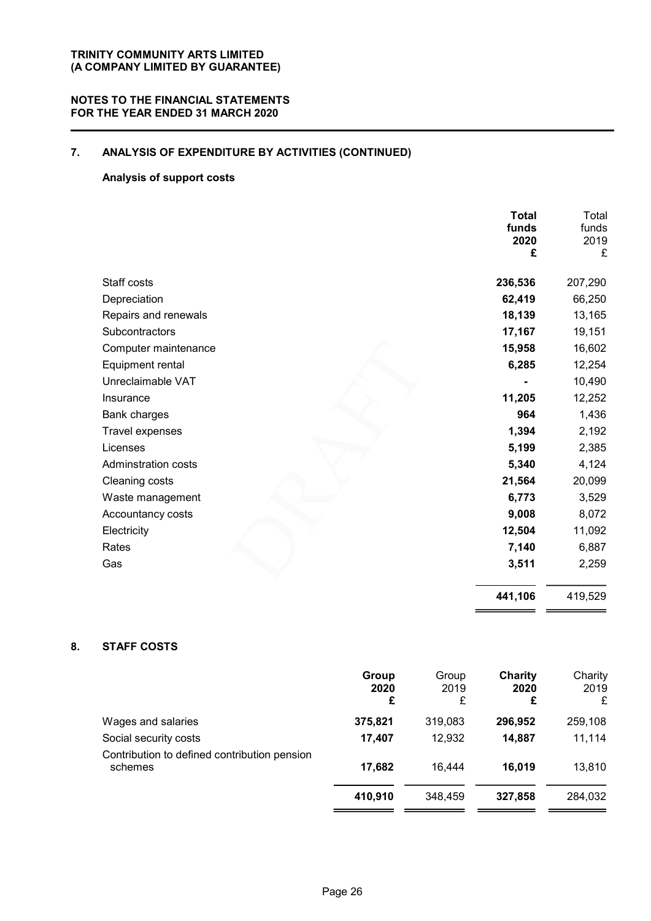**TRINITY COMMUNITY ARTS LIMITED**
**(A COMPANY LIMITED BY GUARANTEE)**

**NOTES TO THE FINANCIAL STATEMENTS**
**FOR THE YEAR ENDED 31 MARCH 2020**

## 7. ANALYSIS OF EXPENDITURE BY ACTIVITIES (CONTINUED)

### Analysis of support costs

| | **Total funds 2020 £** | Total funds 2019 £ |
|---|---|---|
| Staff costs | **236,536** | 207,290 |
| Depreciation | **62,419** | 66,250 |
| Repairs and renewals | **18,139** | 13,165 |
| Subcontractors | **17,167** | 19,151 |
| Computer maintenance | **15,958** | 16,602 |
| Equipment rental | **6,285** | 12,254 |
| Unreclaimable VAT | **-** | 10,490 |
| Insurance | **11,205** | 12,252 |
| Bank charges | **964** | 1,436 |
| Travel expenses | **1,394** | 2,192 |
| Licenses | **5,199** | 2,385 |
| Adminstration costs | **5,340** | 4,124 |
| Cleaning costs | **21,564** | 20,099 |
| Waste management | **6,773** | 3,529 |
| Accountancy costs | **9,008** | 8,072 |
| Electricity | **12,504** | 11,092 |
| Rates | **7,140** | 6,887 |
| Gas | **3,511** | 2,259 |
| | **441,106** | 419,529 |

## 8. STAFF COSTS

| | **Group 2020 £** | Group 2019 £ | **Charity 2020 £** | Charity 2019 £ |
|---|---|---|---|---|
| Wages and salaries | **375,821** | 319,083 | **296,952** | 259,108 |
| Social security costs | **17,407** | 12,932 | **14,887** | 11,114 |
| Contribution to defined contribution pension schemes | **17,682** | 16,444 | **16,019** | 13,810 |
| | **410,910** | 348,459 | **327,858** | 284,032 |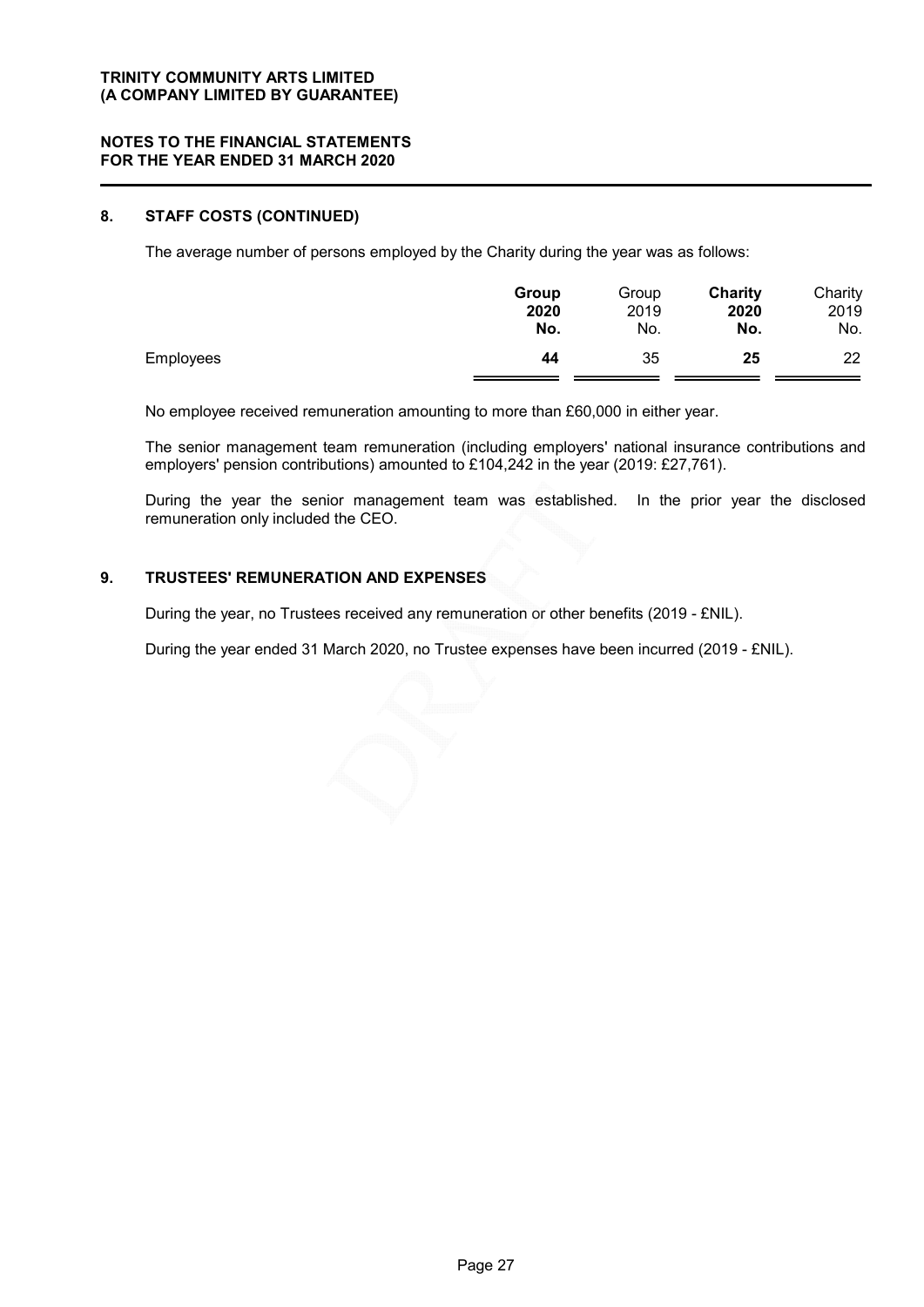## 8. STAFF COSTS (CONTINUED)

The average number of persons employed by the Charity during the year was as follows:

| | **Group 2020 No.** | Group 2019 No. | **Charity 2020 No.** | Charity 2019 No. |
|---|---|---|---|---|
| Employees | **44** | 35 | **25** | 22 |

No employee received remuneration amounting to more than £60,000 in either year.

The senior management team remuneration (including employers' national insurance contributions and employers' pension contributions) amounted to £104,242 in the year (2019: £27,761).

During the year the senior management team was established. In the prior year the disclosed remuneration only included the CEO.

## 9. TRUSTEES' REMUNERATION AND EXPENSES

During the year, no Trustees received any remuneration or other benefits (2019 - £NIL).

During the year ended 31 March 2020, no Trustee expenses have been incurred (2019 - £NIL).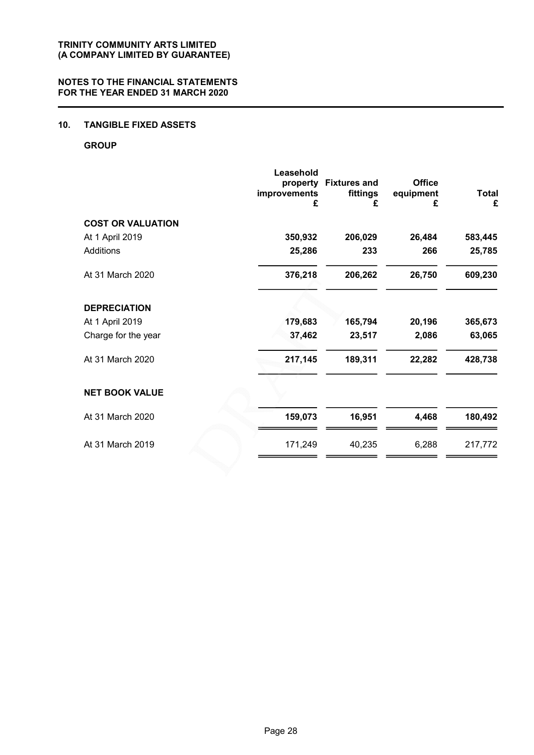TRINITY COMMUNITY ARTS LIMITED
(A COMPANY LIMITED BY GUARANTEE)

NOTES TO THE FINANCIAL STATEMENTS
FOR THE YEAR ENDED 31 MARCH 2020

## 10. TANGIBLE FIXED ASSETS

### GROUP

| | Leasehold property improvements £ | Fixtures and fittings £ | Office equipment £ | Total £ |
|---|---|---|---|---|
| **COST OR VALUATION** | | | | |
| At 1 April 2019 | **350,932** | **206,029** | **26,484** | **583,445** |
| Additions | **25,286** | **233** | **266** | **25,785** |
| At 31 March 2020 | **376,218** | **206,262** | **26,750** | **609,230** |
| **DEPRECIATION** | | | | |
| At 1 April 2019 | **179,683** | **165,794** | **20,196** | **365,673** |
| Charge for the year | **37,462** | **23,517** | **2,086** | **63,065** |
| At 31 March 2020 | **217,145** | **189,311** | **22,282** | **428,738** |
| **NET BOOK VALUE** | | | | |
| At 31 March 2020 | **159,073** | **16,951** | **4,468** | **180,492** |
| At 31 March 2019 | 171,249 | 40,235 | 6,288 | 217,772 |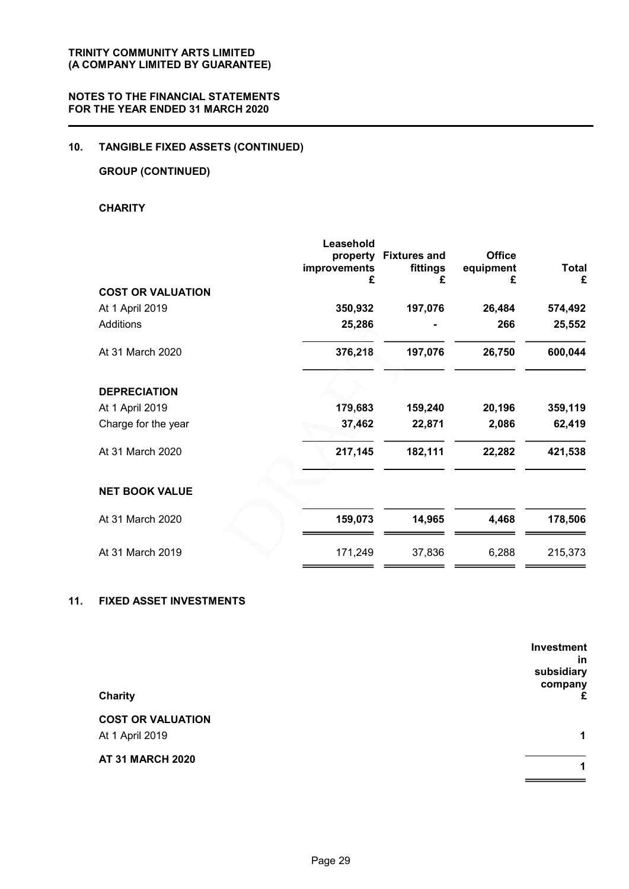## 10. TANGIBLE FIXED ASSETS (CONTINUED)

### GROUP (CONTINUED)

### CHARITY

| | Leasehold property improvements £ | Fixtures and fittings £ | Office equipment £ | Total £ |
|---|---|---|---|---|
| **COST OR VALUATION** | | | | |
| At 1 April 2019 | **350,932** | **197,076** | **26,484** | **574,492** |
| Additions | **25,286** | **-** | **266** | **25,552** |
| At 31 March 2020 | **376,218** | **197,076** | **26,750** | **600,044** |
| **DEPRECIATION** | | | | |
| At 1 April 2019 | **179,683** | **159,240** | **20,196** | **359,119** |
| Charge for the year | **37,462** | **22,871** | **2,086** | **62,419** |
| At 31 March 2020 | **217,145** | **182,111** | **22,282** | **421,538** |
| **NET BOOK VALUE** | | | | |
| At 31 March 2020 | **159,073** | **14,965** | **4,468** | **178,506** |
| At 31 March 2019 | 171,249 | 37,836 | 6,288 | 215,373 |

## 11. FIXED ASSET INVESTMENTS

| Charity | Investment in subsidiary company £ |
|---|---|
| **COST OR VALUATION** | |
| At 1 April 2019 | **1** |
| **AT 31 MARCH 2020** | **1** |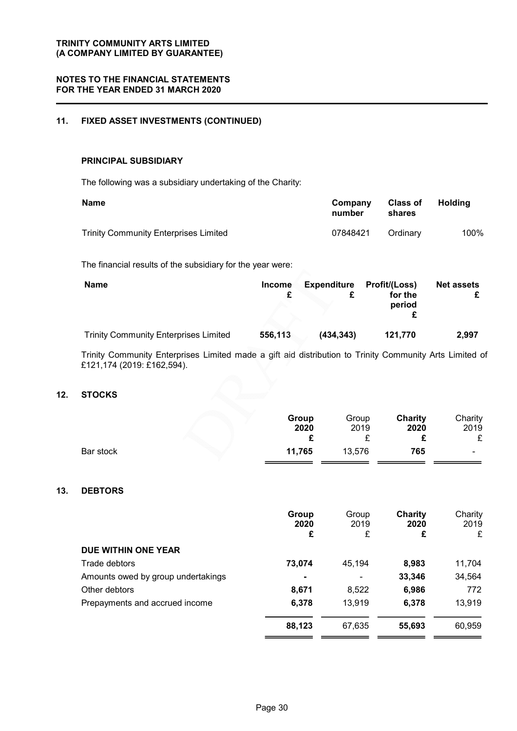**TRINITY COMMUNITY ARTS LIMITED**
**(A COMPANY LIMITED BY GUARANTEE)**

**NOTES TO THE FINANCIAL STATEMENTS**
**FOR THE YEAR ENDED 31 MARCH 2020**

## 11. FIXED ASSET INVESTMENTS (CONTINUED)

### PRINCIPAL SUBSIDIARY

The following was a subsidiary undertaking of the Charity:

| Name | Company number | Class of shares | Holding |
|---|---|---|---|
| Trinity Community Enterprises Limited | 07848421 | Ordinary | 100% |

The financial results of the subsidiary for the year were:

| Name | Income £ | Expenditure £ | Profit/(Loss) for the period £ | Net assets £ |
|---|---|---|---|---|
| Trinity Community Enterprises Limited | **556,113** | **(434,343)** | **121,770** | **2,997** |

Trinity Community Enterprises Limited made a gift aid distribution to Trinity Community Arts Limited of £121,174 (2019: £162,594).

## 12. STOCKS

| | Group 2020 £ | Group 2019 £ | Charity 2020 £ | Charity 2019 £ |
|---|---|---|---|---|
| Bar stock | **11,765** | 13,576 | **765** | - |

## 13. DEBTORS

| | Group 2020 £ | Group 2019 £ | Charity 2020 £ | Charity 2019 £ |
|---|---|---|---|---|
| **DUE WITHIN ONE YEAR** | | | | |
| Trade debtors | **73,074** | 45,194 | **8,983** | 11,704 |
| Amounts owed by group undertakings | **-** | - | **33,346** | 34,564 |
| Other debtors | **8,671** | 8,522 | **6,986** | 772 |
| Prepayments and accrued income | **6,378** | 13,919 | **6,378** | 13,919 |
| | **88,123** | 67,635 | **55,693** | 60,959 |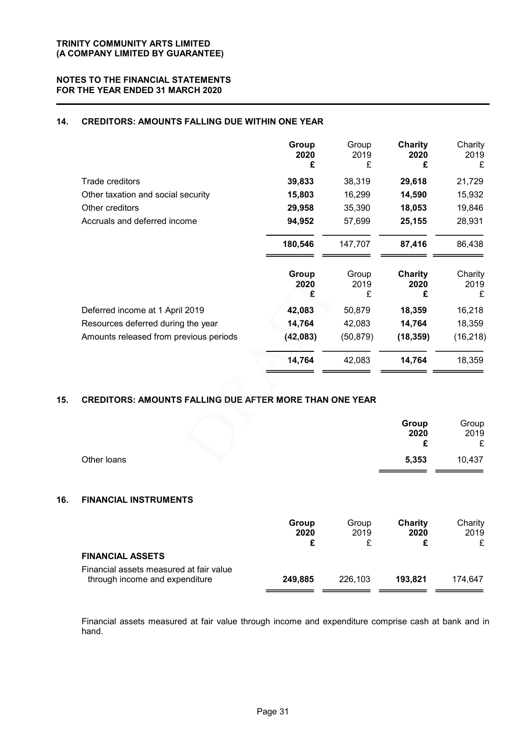**TRINITY COMMUNITY ARTS LIMITED**
**(A COMPANY LIMITED BY GUARANTEE)**

**NOTES TO THE FINANCIAL STATEMENTS**
**FOR THE YEAR ENDED 31 MARCH 2020**

## 14. CREDITORS: AMOUNTS FALLING DUE WITHIN ONE YEAR

| | **Group 2020 £** | Group 2019 £ | **Charity 2020 £** | Charity 2019 £ |
|---|---|---|---|---|
| Trade creditors | **39,833** | 38,319 | **29,618** | 21,729 |
| Other taxation and social security | **15,803** | 16,299 | **14,590** | 15,932 |
| Other creditors | **29,958** | 35,390 | **18,053** | 19,846 |
| Accruals and deferred income | **94,952** | 57,699 | **25,155** | 28,931 |
| | **180,546** | 147,707 | **87,416** | 86,438 |

| | **Group 2020 £** | Group 2019 £ | **Charity 2020 £** | Charity 2019 £ |
|---|---|---|---|---|
| Deferred income at 1 April 2019 | **42,083** | 50,879 | **18,359** | 16,218 |
| Resources deferred during the year | **14,764** | 42,083 | **14,764** | 18,359 |
| Amounts released from previous periods | **(42,083)** | (50,879) | **(18,359)** | (16,218) |
| | **14,764** | 42,083 | **14,764** | 18,359 |

## 15. CREDITORS: AMOUNTS FALLING DUE AFTER MORE THAN ONE YEAR

| | **Group 2020 £** | Group 2019 £ |
|---|---|---|
| Other loans | **5,353** | 10,437 |

## 16. FINANCIAL INSTRUMENTS

| | **Group 2020 £** | Group 2019 £ | **Charity 2020 £** | Charity 2019 £ |
|---|---|---|---|---|
| **FINANCIAL ASSETS** | | | | |
| Financial assets measured at fair value through income and expenditure | **249,885** | 226,103 | **193,821** | 174,647 |

Financial assets measured at fair value through income and expenditure comprise cash at bank and in hand.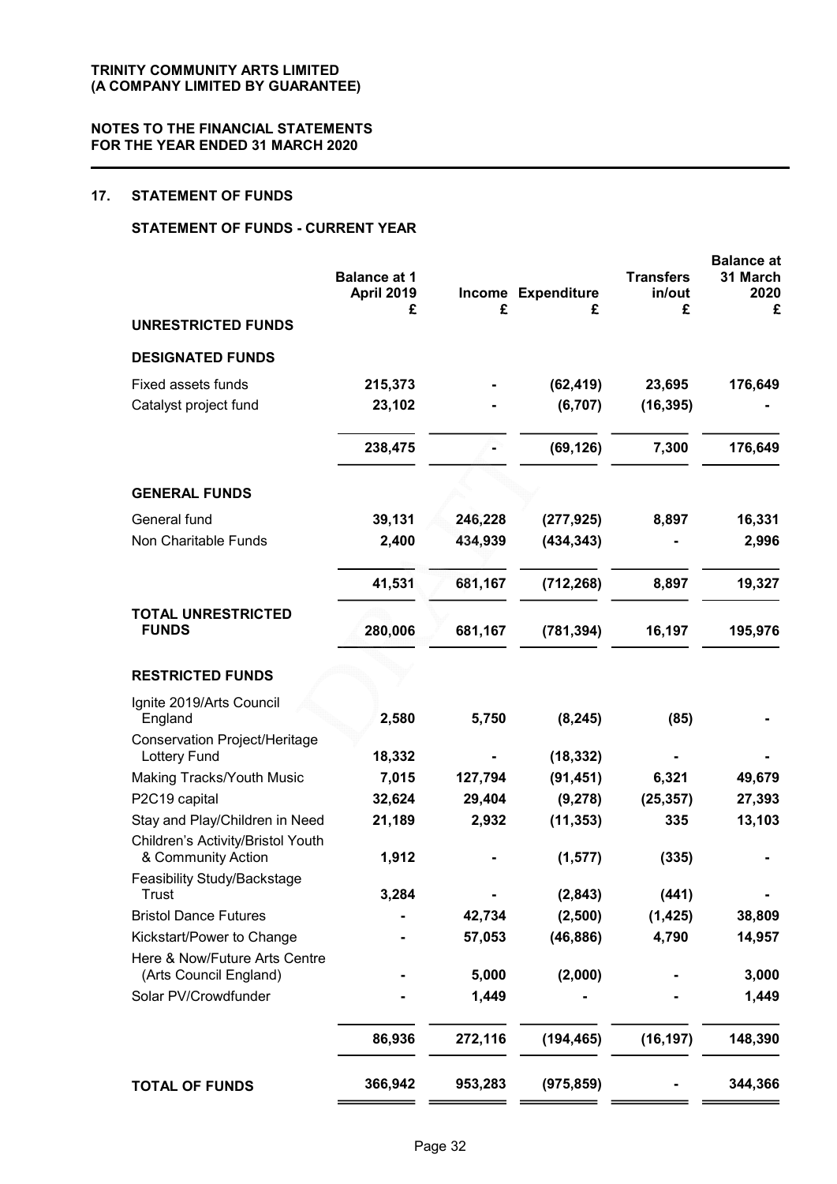**TRINITY COMMUNITY ARTS LIMITED**
**(A COMPANY LIMITED BY GUARANTEE)**

**NOTES TO THE FINANCIAL STATEMENTS**
**FOR THE YEAR ENDED 31 MARCH 2020**

## 17. STATEMENT OF FUNDS

### STATEMENT OF FUNDS - CURRENT YEAR

| | Balance at 1 April 2019 £ | Income £ | Expenditure £ | Transfers in/out £ | Balance at 31 March 2020 £ |
|---|---|---|---|---|---|
| **UNRESTRICTED FUNDS** | | | | | |
| **DESIGNATED FUNDS** | | | | | |
| Fixed assets funds | **215,373** | **-** | **(62,419)** | **23,695** | **176,649** |
| Catalyst project fund | **23,102** | **-** | **(6,707)** | **(16,395)** | **-** |
| | **238,475** | **-** | **(69,126)** | **7,300** | **176,649** |
| **GENERAL FUNDS** | | | | | |
| General fund | **39,131** | **246,228** | **(277,925)** | **8,897** | **16,331** |
| Non Charitable Funds | **2,400** | **434,939** | **(434,343)** | **-** | **2,996** |
| | **41,531** | **681,167** | **(712,268)** | **8,897** | **19,327** |
| **TOTAL UNRESTRICTED FUNDS** | **280,006** | **681,167** | **(781,394)** | **16,197** | **195,976** |
| **RESTRICTED FUNDS** | | | | | |
| Ignite 2019/Arts Council England | **2,580** | **5,750** | **(8,245)** | **(85)** | **-** |
| Conservation Project/Heritage Lottery Fund | **18,332** | **-** | **(18,332)** | **-** | **-** |
| Making Tracks/Youth Music | **7,015** | **127,794** | **(91,451)** | **6,321** | **49,679** |
| P2C19 capital | **32,624** | **29,404** | **(9,278)** | **(25,357)** | **27,393** |
| Stay and Play/Children in Need | **21,189** | **2,932** | **(11,353)** | **335** | **13,103** |
| Children's Activity/Bristol Youth & Community Action | **1,912** | **-** | **(1,577)** | **(335)** | **-** |
| Feasibility Study/Backstage Trust | **3,284** | **-** | **(2,843)** | **(441)** | **-** |
| Bristol Dance Futures | **-** | **42,734** | **(2,500)** | **(1,425)** | **38,809** |
| Kickstart/Power to Change | **-** | **57,053** | **(46,886)** | **4,790** | **14,957** |
| Here & Now/Future Arts Centre (Arts Council England) | **-** | **5,000** | **(2,000)** | **-** | **3,000** |
| Solar PV/Crowdfunder | **-** | **1,449** | **-** | **-** | **1,449** |
| | **86,936** | **272,116** | **(194,465)** | **(16,197)** | **148,390** |
| **TOTAL OF FUNDS** | **366,942** | **953,283** | **(975,859)** | **-** | **344,366** |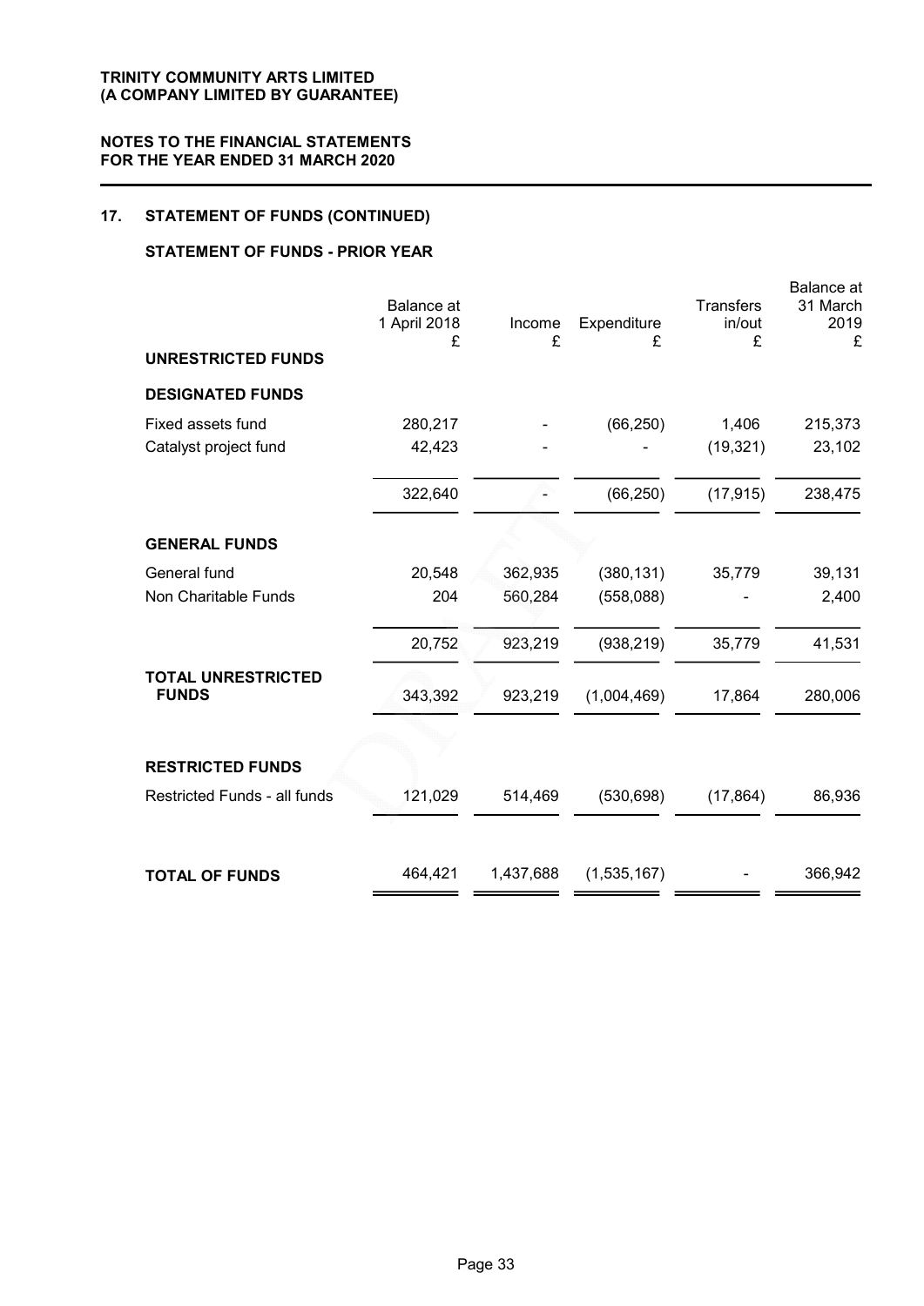## 17. STATEMENT OF FUNDS (CONTINUED)

### STATEMENT OF FUNDS - PRIOR YEAR

| | Balance at 1 April 2018 £ | Income £ | Expenditure £ | Transfers in/out £ | Balance at 31 March 2019 £ |
|---|---|---|---|---|---|
| **UNRESTRICTED FUNDS** | | | | | |
| **DESIGNATED FUNDS** | | | | | |
| Fixed assets fund | 280,217 | - | (66,250) | 1,406 | 215,373 |
| Catalyst project fund | 42,423 | - | - | (19,321) | 23,102 |
| | 322,640 | - | (66,250) | (17,915) | 238,475 |
| **GENERAL FUNDS** | | | | | |
| General fund | 20,548 | 362,935 | (380,131) | 35,779 | 39,131 |
| Non Charitable Funds | 204 | 560,284 | (558,088) | - | 2,400 |
| | 20,752 | 923,219 | (938,219) | 35,779 | 41,531 |
| **TOTAL UNRESTRICTED FUNDS** | 343,392 | 923,219 | (1,004,469) | 17,864 | 280,006 |
| **RESTRICTED FUNDS** | | | | | |
| Restricted Funds - all funds | 121,029 | 514,469 | (530,698) | (17,864) | 86,936 |
| **TOTAL OF FUNDS** | 464,421 | 1,437,688 | (1,535,167) | - | 366,942 |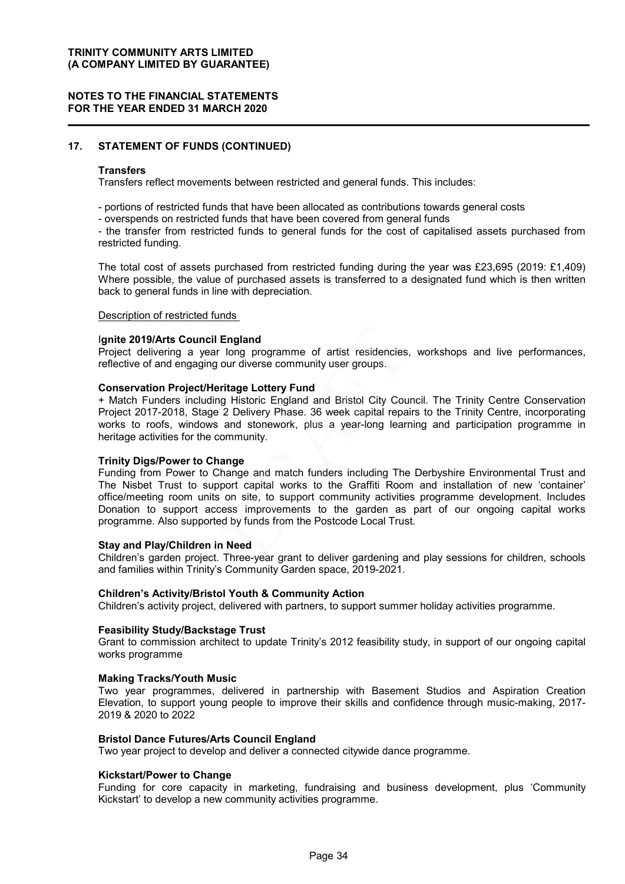## 17. STATEMENT OF FUNDS (CONTINUED)

### Transfers

Transfers reflect movements between restricted and general funds. This includes:

- portions of restricted funds that have been allocated as contributions towards general costs
- overspends on restricted funds that have been covered from general funds
- the transfer from restricted funds to general funds for the cost of capitalised assets purchased from restricted funding.

The total cost of assets purchased from restricted funding during the year was £23,695 (2019: £1,409) Where possible, the value of purchased assets is transferred to a designated fund which is then written back to general funds in line with depreciation.

Description of restricted funds

**Ignite 2019/Arts Council England**
Project delivering a year long programme of artist residencies, workshops and live performances, reflective of and engaging our diverse community user groups.

**Conservation Project/Heritage Lottery Fund**
+ Match Funders including Historic England and Bristol City Council. The Trinity Centre Conservation Project 2017-2018, Stage 2 Delivery Phase. 36 week capital repairs to the Trinity Centre, incorporating works to roofs, windows and stonework, plus a year-long learning and participation programme in heritage activities for the community.

**Trinity Digs/Power to Change**
Funding from Power to Change and match funders including The Derbyshire Environmental Trust and The Nisbet Trust to support capital works to the Graffiti Room and installation of new 'container' office/meeting room units on site, to support community activities programme development. Includes Donation to support access improvements to the garden as part of our ongoing capital works programme. Also supported by funds from the Postcode Local Trust.

**Stay and Play/Children in Need**
Children's garden project. Three-year grant to deliver gardening and play sessions for children, schools and families within Trinity's Community Garden space, 2019-2021.

**Children's Activity/Bristol Youth & Community Action**
Children's activity project, delivered with partners, to support summer holiday activities programme.

**Feasibility Study/Backstage Trust**
Grant to commission architect to update Trinity's 2012 feasibility study, in support of our ongoing capital works programme

**Making Tracks/Youth Music**
Two year programmes, delivered in partnership with Basement Studios and Aspiration Creation Elevation, to support young people to improve their skills and confidence through music-making, 2017-2019 & 2020 to 2022

**Bristol Dance Futures/Arts Council England**
Two year project to develop and deliver a connected citywide dance programme.

**Kickstart/Power to Change**
Funding for core capacity in marketing, fundraising and business development, plus 'Community Kickstart' to develop a new community activities programme.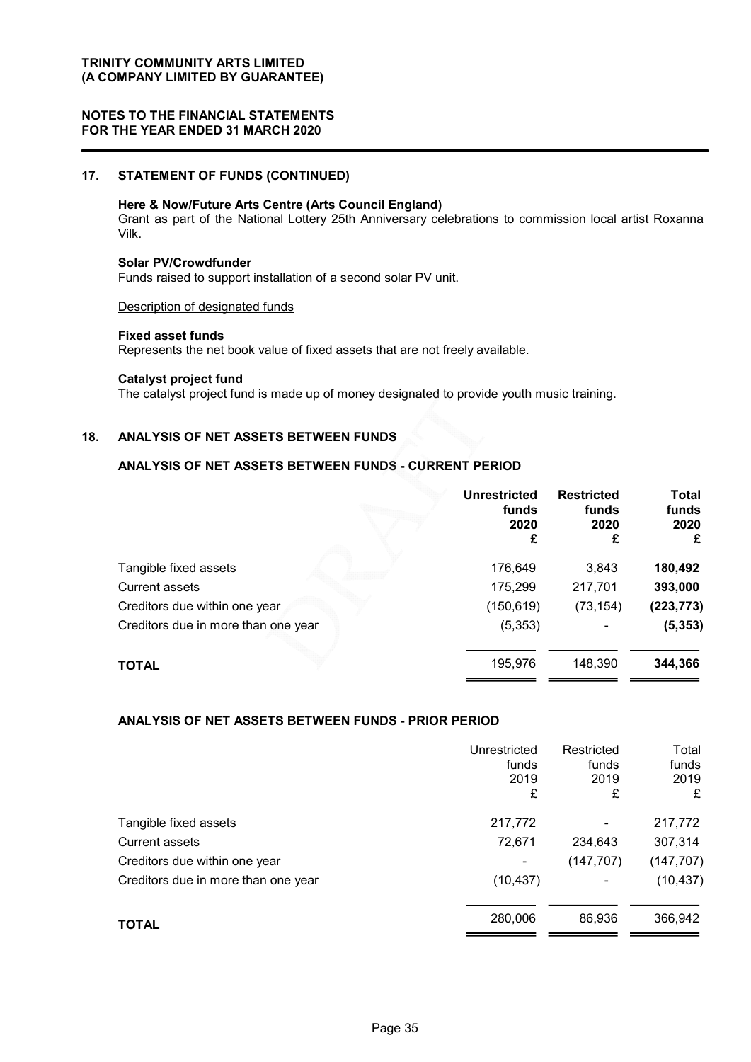**TRINITY COMMUNITY ARTS LIMITED**
**(A COMPANY LIMITED BY GUARANTEE)**

**NOTES TO THE FINANCIAL STATEMENTS**
**FOR THE YEAR ENDED 31 MARCH 2020**

## 17. STATEMENT OF FUNDS (CONTINUED)

**Here & Now/Future Arts Centre (Arts Council England)**
Grant as part of the National Lottery 25th Anniversary celebrations to commission local artist Roxanna Vilk.

**Solar PV/Crowdfunder**
Funds raised to support installation of a second solar PV unit.

Description of designated funds

**Fixed asset funds**
Represents the net book value of fixed assets that are not freely available.

**Catalyst project fund**
The catalyst project fund is made up of money designated to provide youth music training.

## 18. ANALYSIS OF NET ASSETS BETWEEN FUNDS

### ANALYSIS OF NET ASSETS BETWEEN FUNDS - CURRENT PERIOD

| | Unrestricted funds 2020 £ | Restricted funds 2020 £ | Total funds 2020 £ |
|---|---|---|---|
| Tangible fixed assets | 176,649 | 3,843 | **180,492** |
| Current assets | 175,299 | 217,701 | **393,000** |
| Creditors due within one year | (150,619) | (73,154) | **(223,773)** |
| Creditors due in more than one year | (5,353) | - | **(5,353)** |
| **TOTAL** | 195,976 | 148,390 | **344,366** |

### ANALYSIS OF NET ASSETS BETWEEN FUNDS - PRIOR PERIOD

| | Unrestricted funds 2019 £ | Restricted funds 2019 £ | Total funds 2019 £ |
|---|---|---|---|
| Tangible fixed assets | 217,772 | - | 217,772 |
| Current assets | 72,671 | 234,643 | 307,314 |
| Creditors due within one year | - | (147,707) | (147,707) |
| Creditors due in more than one year | (10,437) | - | (10,437) |
| **TOTAL** | 280,006 | 86,936 | 366,942 |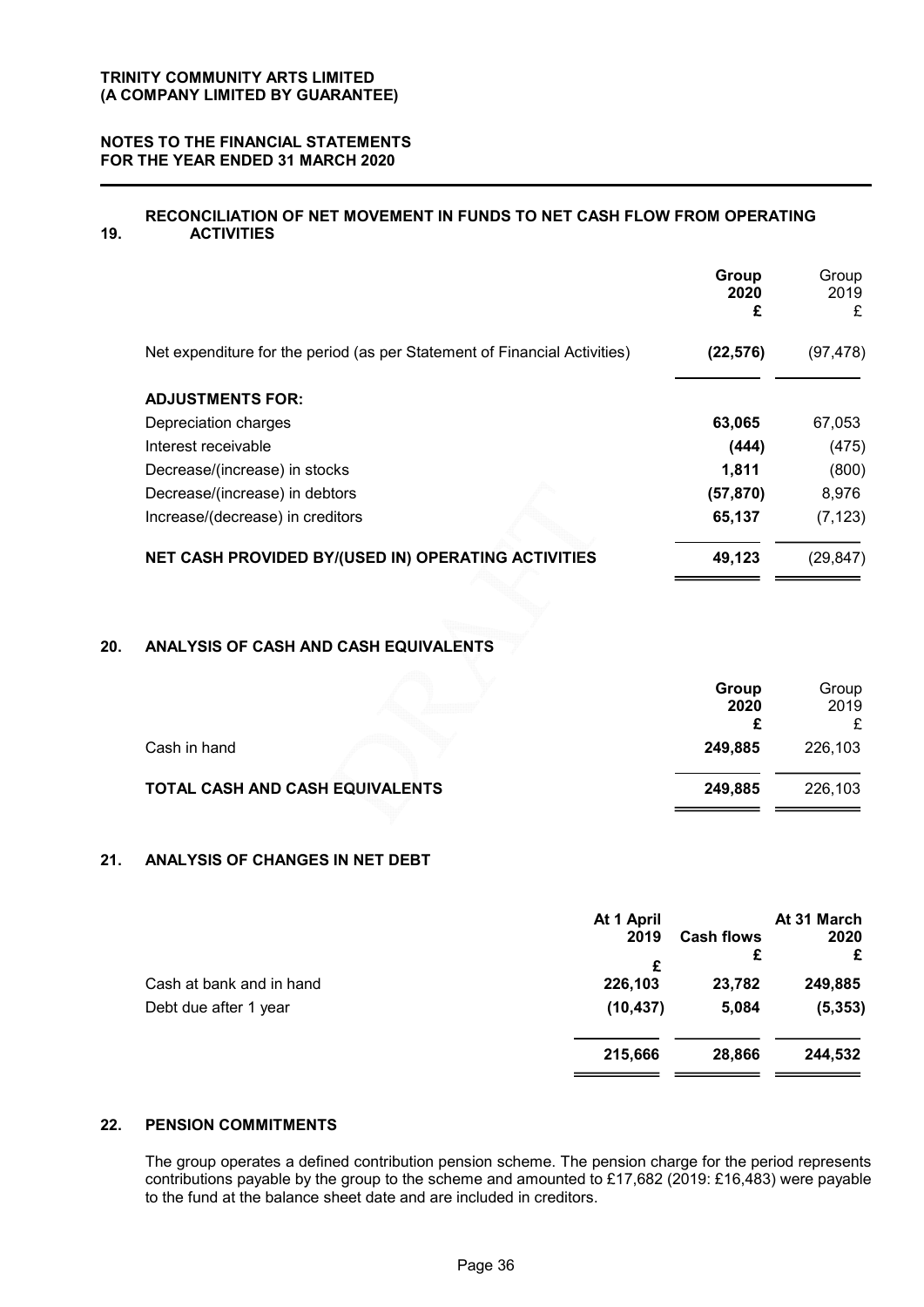**TRINITY COMMUNITY ARTS LIMITED**
**(A COMPANY LIMITED BY GUARANTEE)**

**NOTES TO THE FINANCIAL STATEMENTS**
**FOR THE YEAR ENDED 31 MARCH 2020**

## 19. RECONCILIATION OF NET MOVEMENT IN FUNDS TO NET CASH FLOW FROM OPERATING ACTIVITIES

| | Group 2020 £ | Group 2019 £ |
|---|---|---|
| Net expenditure for the period (as per Statement of Financial Activities) | **(22,576)** | (97,478) |
| **ADJUSTMENTS FOR:** | | |
| Depreciation charges | **63,065** | 67,053 |
| Interest receivable | **(444)** | (475) |
| Decrease/(increase) in stocks | **1,811** | (800) |
| Decrease/(increase) in debtors | **(57,870)** | 8,976 |
| Increase/(decrease) in creditors | **65,137** | (7,123) |
| **NET CASH PROVIDED BY/(USED IN) OPERATING ACTIVITIES** | **49,123** | (29,847) |

## 20. ANALYSIS OF CASH AND CASH EQUIVALENTS

| | Group 2020 £ | Group 2019 £ |
|---|---|---|
| Cash in hand | **249,885** | 226,103 |
| **TOTAL CASH AND CASH EQUIVALENTS** | **249,885** | 226,103 |

## 21. ANALYSIS OF CHANGES IN NET DEBT

| | At 1 April 2019 £ | Cash flows £ | At 31 March 2020 £ |
|---|---|---|---|
| Cash at bank and in hand | **226,103** | **23,782** | **249,885** |
| Debt due after 1 year | **(10,437)** | **5,084** | **(5,353)** |
| | **215,666** | **28,866** | **244,532** |

## 22. PENSION COMMITMENTS

The group operates a defined contribution pension scheme. The pension charge for the period represents contributions payable by the group to the scheme and amounted to £17,682 (2019: £16,483) were payable to the fund at the balance sheet date and are included in creditors.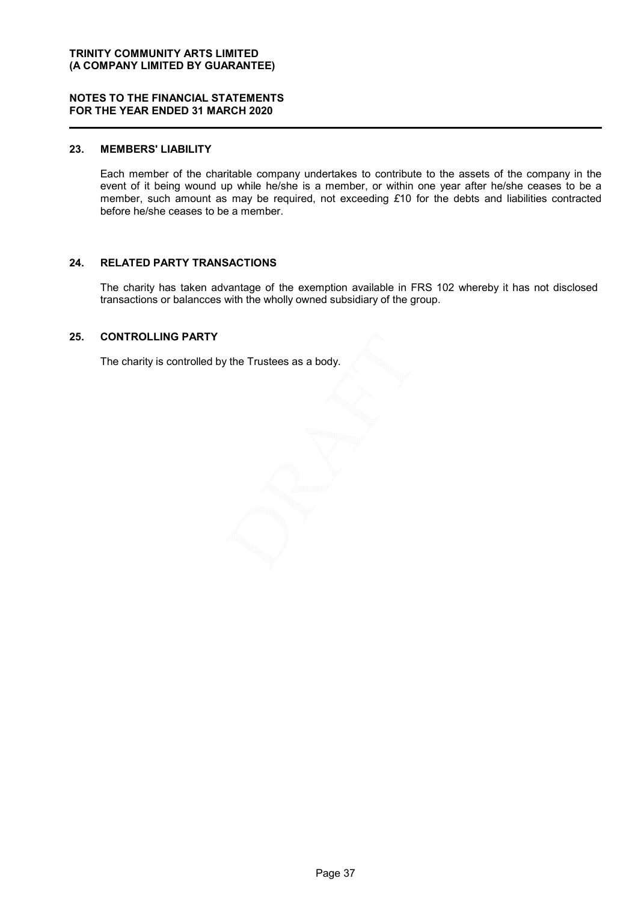## 23. MEMBERS' LIABILITY

Each member of the charitable company undertakes to contribute to the assets of the company in the event of it being wound up while he/she is a member, or within one year after he/she ceases to be a member, such amount as may be required, not exceeding £10 for the debts and liabilities contracted before he/she ceases to be a member.

## 24. RELATED PARTY TRANSACTIONS

The charity has taken advantage of the exemption available in FRS 102 whereby it has not disclosed transactions or balancces with the wholly owned subsidiary of the group.

## 25. CONTROLLING PARTY

The charity is controlled by the Trustees as a body.